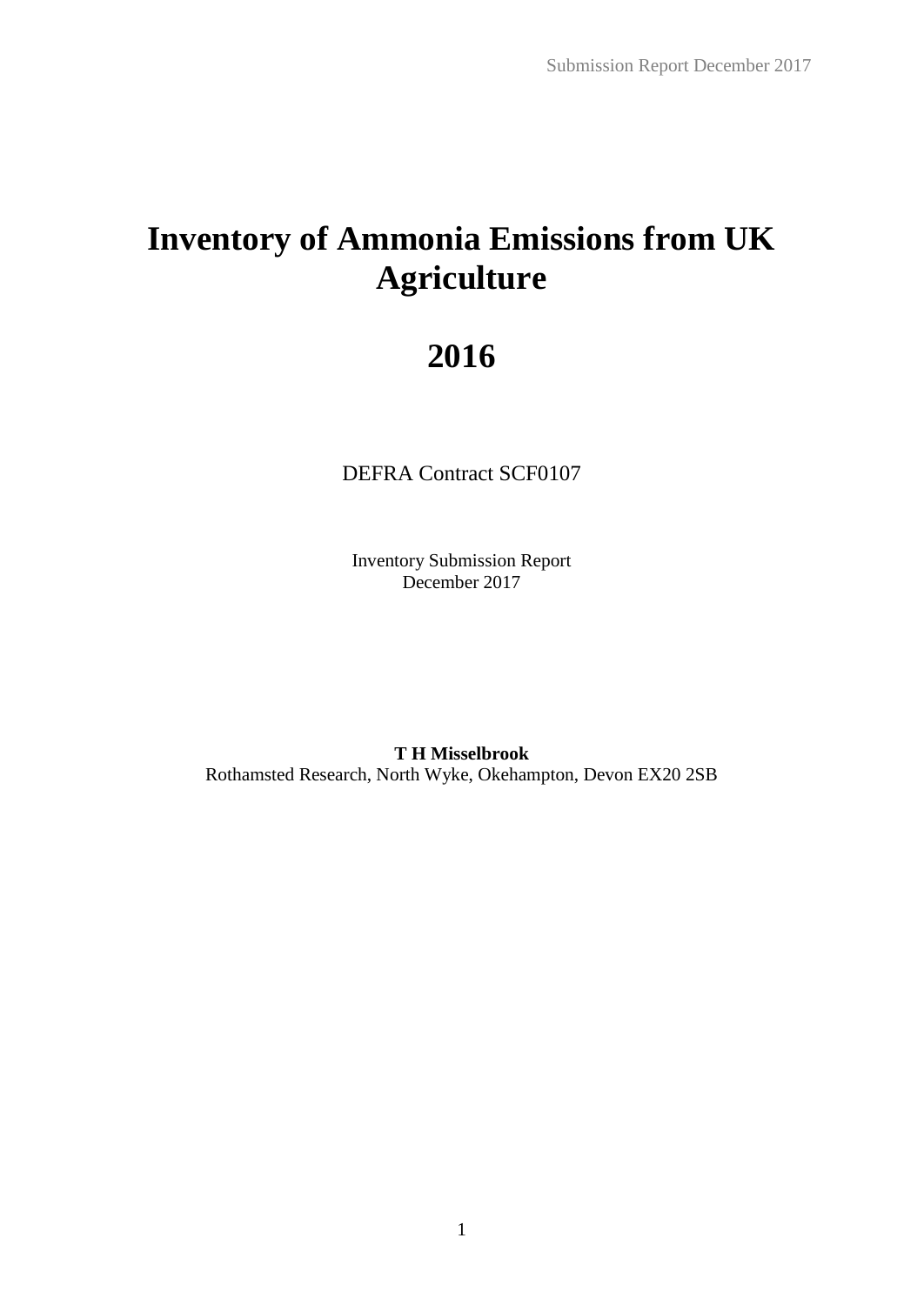# Inventory of Ammonia Emissions from UK Agriculture

# 2016

DEFRA Contract SCF0107

Inventory Submission Report
December 2017

**T H Misselbrook**
Rothamsted Research, North Wyke, Okehampton, Devon EX20 2SB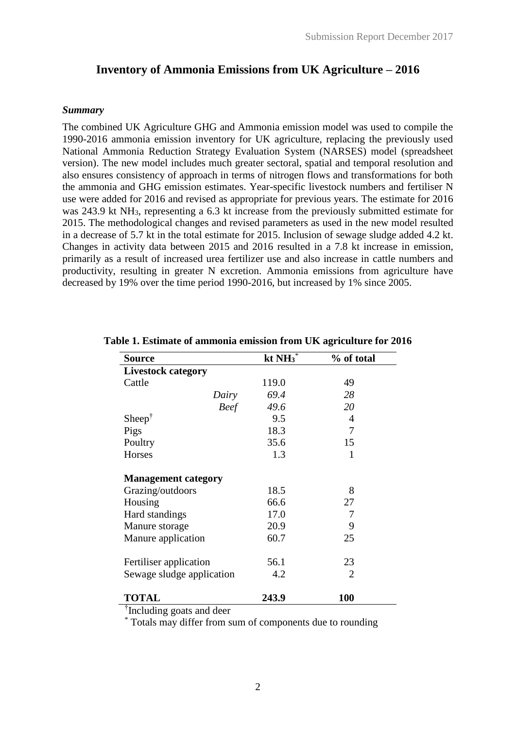# Inventory of Ammonia Emissions from UK Agriculture – 2016

### *Summary*

The combined UK Agriculture GHG and Ammonia emission model was used to compile the 1990-2016 ammonia emission inventory for UK agriculture, replacing the previously used National Ammonia Reduction Strategy Evaluation System (NARSES) model (spreadsheet version). The new model includes much greater sectoral, spatial and temporal resolution and also ensures consistency of approach in terms of nitrogen flows and transformations for both the ammonia and GHG emission estimates. Year-specific livestock numbers and fertiliser N use were added for 2016 and revised as appropriate for previous years. The estimate for 2016 was 243.9 kt $NH_3$, representing a 6.3 kt increase from the previously submitted estimate for 2015. The methodological changes and revised parameters as used in the new model resulted in a decrease of 5.7 kt in the total estimate for 2015. Inclusion of sewage sludge added 4.2 kt. Changes in activity data between 2015 and 2016 resulted in a 7.8 kt increase in emission, primarily as a result of increased urea fertilizer use and also increase in cattle numbers and productivity, resulting in greater N excretion. Ammonia emissions from agriculture have decreased by 19% over the time period 1990-2016, but increased by 1% since 2005.

**Table 1. Estimate of ammonia emission from UK agriculture for 2016**

| Source | kt $NH_3$* | % of total |
|---|---|---|
| **Livestock category** | | |
| Cattle | 119.0 | 49 |
| *Dairy* | *69.4* | *28* |
| *Beef* | *49.6* | *20* |
| Sheep† | 9.5 | 4 |
| Pigs | 18.3 | 7 |
| Poultry | 35.6 | 15 |
| Horses | 1.3 | 1 |
| | | |
| **Management category** | | |
| Grazing/outdoors | 18.5 | 8 |
| Housing | 66.6 | 27 |
| Hard standings | 17.0 | 7 |
| Manure storage | 20.9 | 9 |
| Manure application | 60.7 | 25 |
| | | |
| Fertiliser application | 56.1 | 23 |
| Sewage sludge application | 4.2 | 2 |
| | | |
| **TOTAL** | **243.9** | **100** |

†Including goats and deer

\* Totals may differ from sum of components due to rounding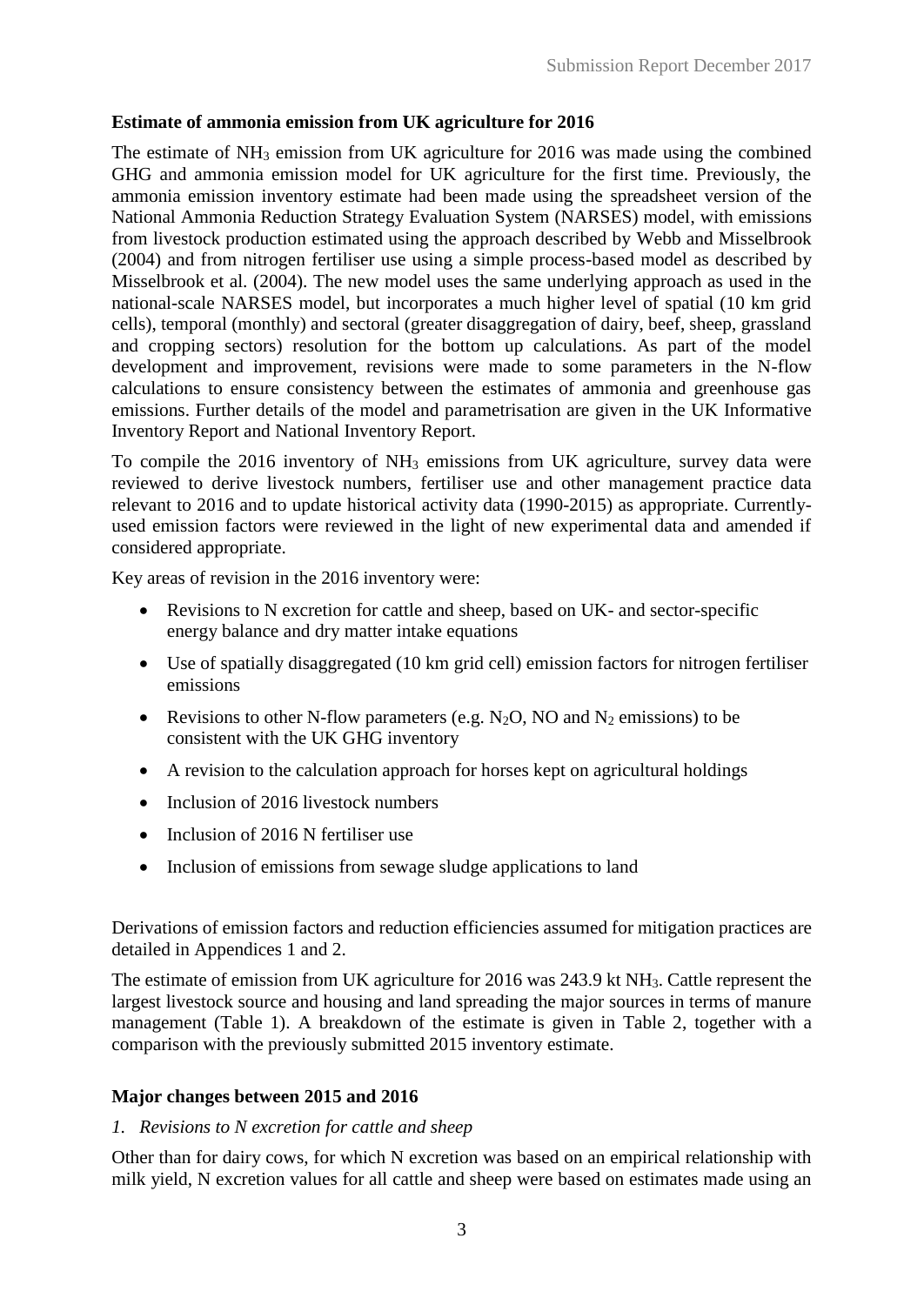**Estimate of ammonia emission from UK agriculture for 2016**

The estimate of $NH_3$ emission from UK agriculture for 2016 was made using the combined GHG and ammonia emission model for UK agriculture for the first time. Previously, the ammonia emission inventory estimate had been made using the spreadsheet version of the National Ammonia Reduction Strategy Evaluation System (NARSES) model, with emissions from livestock production estimated using the approach described by Webb and Misselbrook (2004) and from nitrogen fertiliser use using a simple process-based model as described by Misselbrook et al. (2004). The new model uses the same underlying approach as used in the national-scale NARSES model, but incorporates a much higher level of spatial (10 km grid cells), temporal (monthly) and sectoral (greater disaggregation of dairy, beef, sheep, grassland and cropping sectors) resolution for the bottom up calculations. As part of the model development and improvement, revisions were made to some parameters in the N-flow calculations to ensure consistency between the estimates of ammonia and greenhouse gas emissions. Further details of the model and parametrisation are given in the UK Informative Inventory Report and National Inventory Report.

To compile the 2016 inventory of $NH_3$ emissions from UK agriculture, survey data were reviewed to derive livestock numbers, fertiliser use and other management practice data relevant to 2016 and to update historical activity data (1990-2015) as appropriate. Currently-used emission factors were reviewed in the light of new experimental data and amended if considered appropriate.

Key areas of revision in the 2016 inventory were:

- Revisions to N excretion for cattle and sheep, based on UK- and sector-specific energy balance and dry matter intake equations
- Use of spatially disaggregated (10 km grid cell) emission factors for nitrogen fertiliser emissions
- Revisions to other N-flow parameters (e.g. $N_2O$, NO and $N_2$ emissions) to be consistent with the UK GHG inventory
- A revision to the calculation approach for horses kept on agricultural holdings
- Inclusion of 2016 livestock numbers
- Inclusion of 2016 N fertiliser use
- Inclusion of emissions from sewage sludge applications to land

Derivations of emission factors and reduction efficiencies assumed for mitigation practices are detailed in Appendices 1 and 2.

The estimate of emission from UK agriculture for 2016 was 243.9 kt $NH_3$. Cattle represent the largest livestock source and housing and land spreading the major sources in terms of manure management (Table 1). A breakdown of the estimate is given in Table 2, together with a comparison with the previously submitted 2015 inventory estimate.

**Major changes between 2015 and 2016**

*1. Revisions to N excretion for cattle and sheep*

Other than for dairy cows, for which N excretion was based on an empirical relationship with milk yield, N excretion values for all cattle and sheep were based on estimates made using an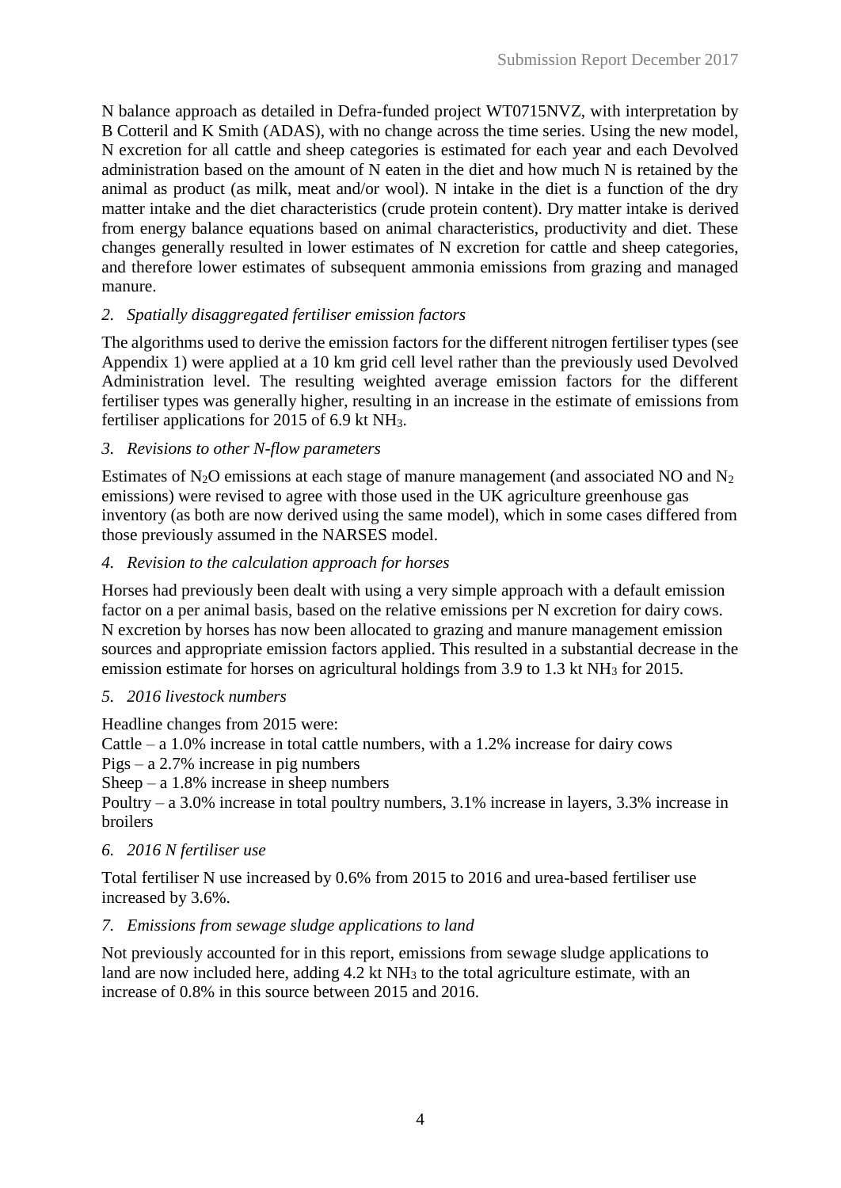N balance approach as detailed in Defra-funded project WT0715NVZ, with interpretation by B Cotteril and K Smith (ADAS), with no change across the time series. Using the new model, N excretion for all cattle and sheep categories is estimated for each year and each Devolved administration based on the amount of N eaten in the diet and how much N is retained by the animal as product (as milk, meat and/or wool). N intake in the diet is a function of the dry matter intake and the diet characteristics (crude protein content). Dry matter intake is derived from energy balance equations based on animal characteristics, productivity and diet. These changes generally resulted in lower estimates of N excretion for cattle and sheep categories, and therefore lower estimates of subsequent ammonia emissions from grazing and managed manure.

*2. Spatially disaggregated fertiliser emission factors*

The algorithms used to derive the emission factors for the different nitrogen fertiliser types (see Appendix 1) were applied at a 10 km grid cell level rather than the previously used Devolved Administration level. The resulting weighted average emission factors for the different fertiliser types was generally higher, resulting in an increase in the estimate of emissions from fertiliser applications for 2015 of 6.9 kt $NH_3$.

*3. Revisions to other N-flow parameters*

Estimates of $N_2O$ emissions at each stage of manure management (and associated NO and $N_2$ emissions) were revised to agree with those used in the UK agriculture greenhouse gas inventory (as both are now derived using the same model), which in some cases differed from those previously assumed in the NARSES model.

*4. Revision to the calculation approach for horses*

Horses had previously been dealt with using a very simple approach with a default emission factor on a per animal basis, based on the relative emissions per N excretion for dairy cows. N excretion by horses has now been allocated to grazing and manure management emission sources and appropriate emission factors applied. This resulted in a substantial decrease in the emission estimate for horses on agricultural holdings from 3.9 to 1.3 kt $NH_3$ for 2015.

*5. 2016 livestock numbers*

Headline changes from 2015 were:
Cattle – a 1.0% increase in total cattle numbers, with a 1.2% increase for dairy cows
Pigs – a 2.7% increase in pig numbers
Sheep – a 1.8% increase in sheep numbers
Poultry – a 3.0% increase in total poultry numbers, 3.1% increase in layers, 3.3% increase in broilers

*6. 2016 N fertiliser use*

Total fertiliser N use increased by 0.6% from 2015 to 2016 and urea-based fertiliser use increased by 3.6%.

*7. Emissions from sewage sludge applications to land*

Not previously accounted for in this report, emissions from sewage sludge applications to land are now included here, adding 4.2 kt $NH_3$ to the total agriculture estimate, with an increase of 0.8% in this source between 2015 and 2016.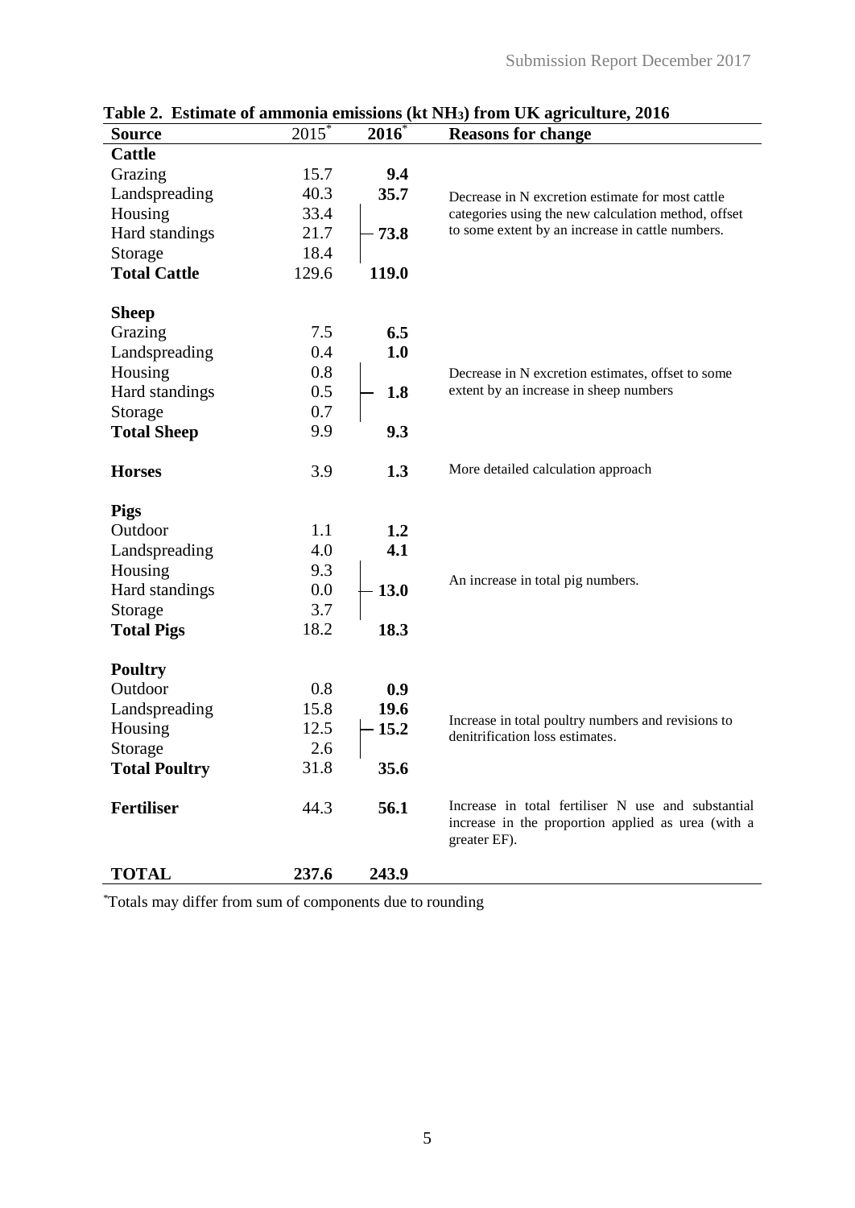**Table 2. Estimate of ammonia emissions (kt $NH_3$) from UK agriculture, 2016**

| Source | 2015* | 2016* | Reasons for change |
|---|---|---|---|
| **Cattle** | | | |
| Grazing | 15.7 | **9.4** | |
| Landspreading | 40.3 | **35.7** | Decrease in N excretion estimate for most cattle categories using the new calculation method, offset to some extent by an increase in cattle numbers. |
| Housing | 33.4 | | |
| Hard standings | 21.7 | **73.8** | |
| Storage | 18.4 | | |
| **Total Cattle** | 129.6 | **119.0** | |
| **Sheep** | | | |
| Grazing | 7.5 | **6.5** | |
| Landspreading | 0.4 | **1.0** | |
| Housing | 0.8 | | Decrease in N excretion estimates, offset to some extent by an increase in sheep numbers |
| Hard standings | 0.5 | **1.8** | |
| Storage | 0.7 | | |
| **Total Sheep** | 9.9 | **9.3** | |
| **Horses** | 3.9 | **1.3** | More detailed calculation approach |
| **Pigs** | | | |
| Outdoor | 1.1 | **1.2** | |
| Landspreading | 4.0 | **4.1** | |
| Housing | 9.3 | | An increase in total pig numbers. |
| Hard standings | 0.0 | **13.0** | |
| Storage | 3.7 | | |
| **Total Pigs** | 18.2 | **18.3** | |
| **Poultry** | | | |
| Outdoor | 0.8 | **0.9** | |
| Landspreading | 15.8 | **19.6** | |
| Housing | 12.5 | **15.2** | Increase in total poultry numbers and revisions to denitrification loss estimates. |
| Storage | 2.6 | | |
| **Total Poultry** | 31.8 | **35.6** | |
| **Fertiliser** | 44.3 | **56.1** | Increase in total fertiliser N use and substantial increase in the proportion applied as urea (with a greater EF). |
| **TOTAL** | **237.6** | **243.9** | |

*Totals may differ from sum of components due to rounding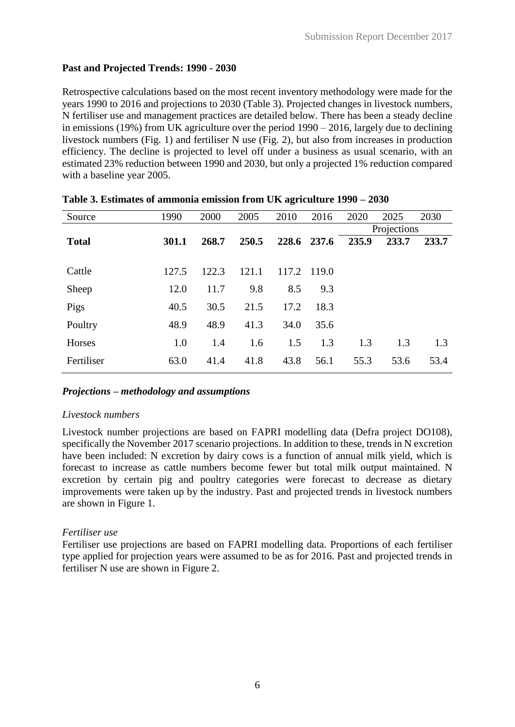**Past and Projected Trends: 1990 - 2030**

Retrospective calculations based on the most recent inventory methodology were made for the years 1990 to 2016 and projections to 2030 (Table 3). Projected changes in livestock numbers, N fertiliser use and management practices are detailed below. There has been a steady decline in emissions (19%) from UK agriculture over the period 1990 – 2016, largely due to declining livestock numbers (Fig. 1) and fertiliser N use (Fig. 2), but also from increases in production efficiency. The decline is projected to level off under a business as usual scenario, with an estimated 23% reduction between 1990 and 2030, but only a projected 1% reduction compared with a baseline year 2005.

**Table 3. Estimates of ammonia emission from UK agriculture 1990 – 2030**

| Source | 1990 | 2000 | 2005 | 2010 | 2016 | 2020 | 2025 | 2030 |
|---|---|---|---|---|---|---|---|---|
| | | | | | | Projections | | |
| **Total** | **301.1** | **268.7** | **250.5** | **228.6** | **237.6** | **235.9** | **233.7** | **233.7** |
| Cattle | 127.5 | 122.3 | 121.1 | 117.2 | 119.0 | | | |
| Sheep | 12.0 | 11.7 | 9.8 | 8.5 | 9.3 | | | |
| Pigs | 40.5 | 30.5 | 21.5 | 17.2 | 18.3 | | | |
| Poultry | 48.9 | 48.9 | 41.3 | 34.0 | 35.6 | | | |
| Horses | 1.0 | 1.4 | 1.6 | 1.5 | 1.3 | 1.3 | 1.3 | 1.3 |
| Fertiliser | 63.0 | 41.4 | 41.8 | 43.8 | 56.1 | 55.3 | 53.6 | 53.4 |

***Projections – methodology and assumptions***

*Livestock numbers*

Livestock number projections are based on FAPRI modelling data (Defra project DO108), specifically the November 2017 scenario projections. In addition to these, trends in N excretion have been included: N excretion by dairy cows is a function of annual milk yield, which is forecast to increase as cattle numbers become fewer but total milk output maintained. N excretion by certain pig and poultry categories were forecast to decrease as dietary improvements were taken up by the industry. Past and projected trends in livestock numbers are shown in Figure 1.

*Fertiliser use*

Fertiliser use projections are based on FAPRI modelling data. Proportions of each fertiliser type applied for projection years were assumed to be as for 2016. Past and projected trends in fertiliser N use are shown in Figure 2.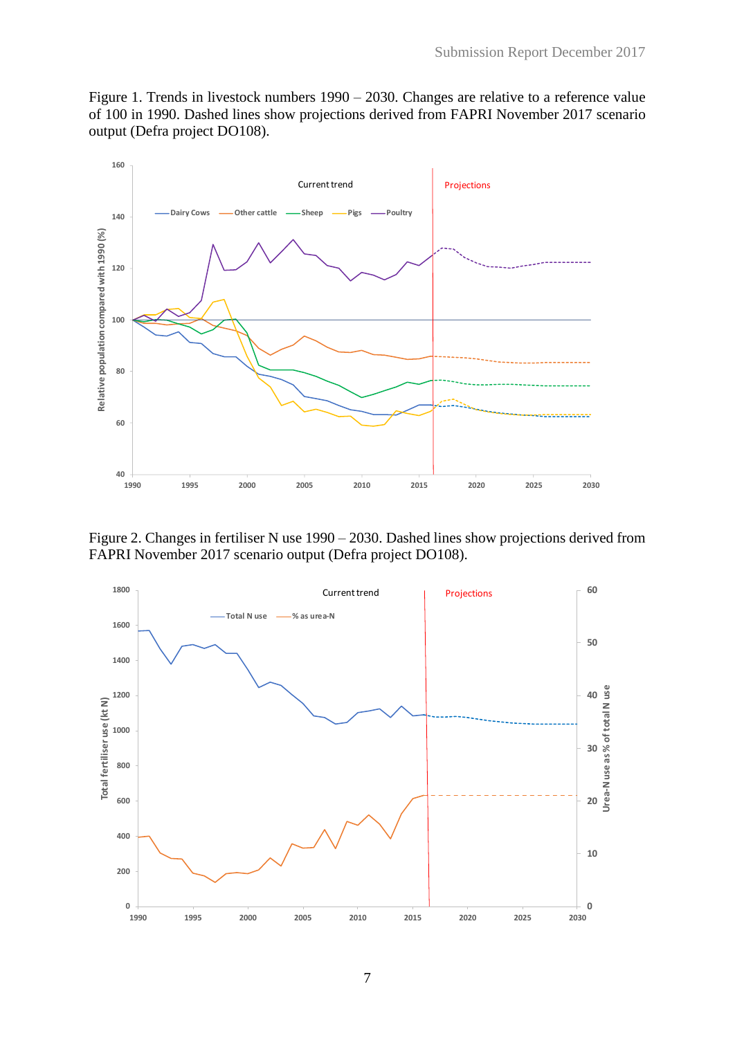Figure 1. Trends in livestock numbers 1990 – 2030. Changes are relative to a reference value of 100 in 1990. Dashed lines show projections derived from FAPRI November 2017 scenario output (Defra project DO108).

Figure 2. Changes in fertiliser N use 1990 – 2030. Dashed lines show projections derived from FAPRI November 2017 scenario output (Defra project DO108).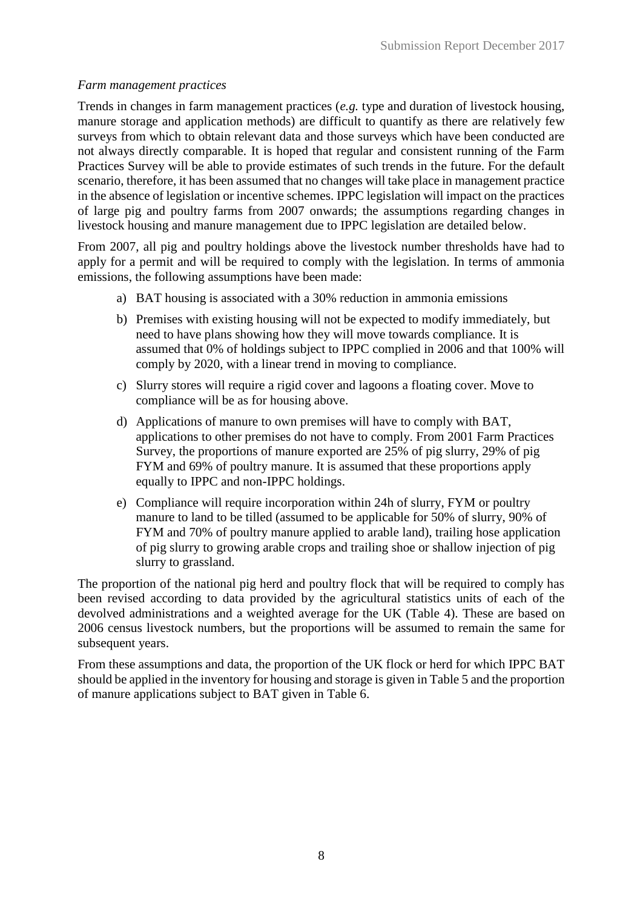*Farm management practices*

Trends in changes in farm management practices (*e.g.* type and duration of livestock housing, manure storage and application methods) are difficult to quantify as there are relatively few surveys from which to obtain relevant data and those surveys which have been conducted are not always directly comparable. It is hoped that regular and consistent running of the Farm Practices Survey will be able to provide estimates of such trends in the future. For the default scenario, therefore, it has been assumed that no changes will take place in management practice in the absence of legislation or incentive schemes. IPPC legislation will impact on the practices of large pig and poultry farms from 2007 onwards; the assumptions regarding changes in livestock housing and manure management due to IPPC legislation are detailed below.

From 2007, all pig and poultry holdings above the livestock number thresholds have had to apply for a permit and will be required to comply with the legislation. In terms of ammonia emissions, the following assumptions have been made:

a) BAT housing is associated with a 30% reduction in ammonia emissions

b) Premises with existing housing will not be expected to modify immediately, but need to have plans showing how they will move towards compliance. It is assumed that 0% of holdings subject to IPPC complied in 2006 and that 100% will comply by 2020, with a linear trend in moving to compliance.

c) Slurry stores will require a rigid cover and lagoons a floating cover. Move to compliance will be as for housing above.

d) Applications of manure to own premises will have to comply with BAT, applications to other premises do not have to comply. From 2001 Farm Practices Survey, the proportions of manure exported are 25% of pig slurry, 29% of pig FYM and 69% of poultry manure. It is assumed that these proportions apply equally to IPPC and non-IPPC holdings.

e) Compliance will require incorporation within 24h of slurry, FYM or poultry manure to land to be tilled (assumed to be applicable for 50% of slurry, 90% of FYM and 70% of poultry manure applied to arable land), trailing hose application of pig slurry to growing arable crops and trailing shoe or shallow injection of pig slurry to grassland.

The proportion of the national pig herd and poultry flock that will be required to comply has been revised according to data provided by the agricultural statistics units of each of the devolved administrations and a weighted average for the UK (Table 4). These are based on 2006 census livestock numbers, but the proportions will be assumed to remain the same for subsequent years.

From these assumptions and data, the proportion of the UK flock or herd for which IPPC BAT should be applied in the inventory for housing and storage is given in Table 5 and the proportion of manure applications subject to BAT given in Table 6.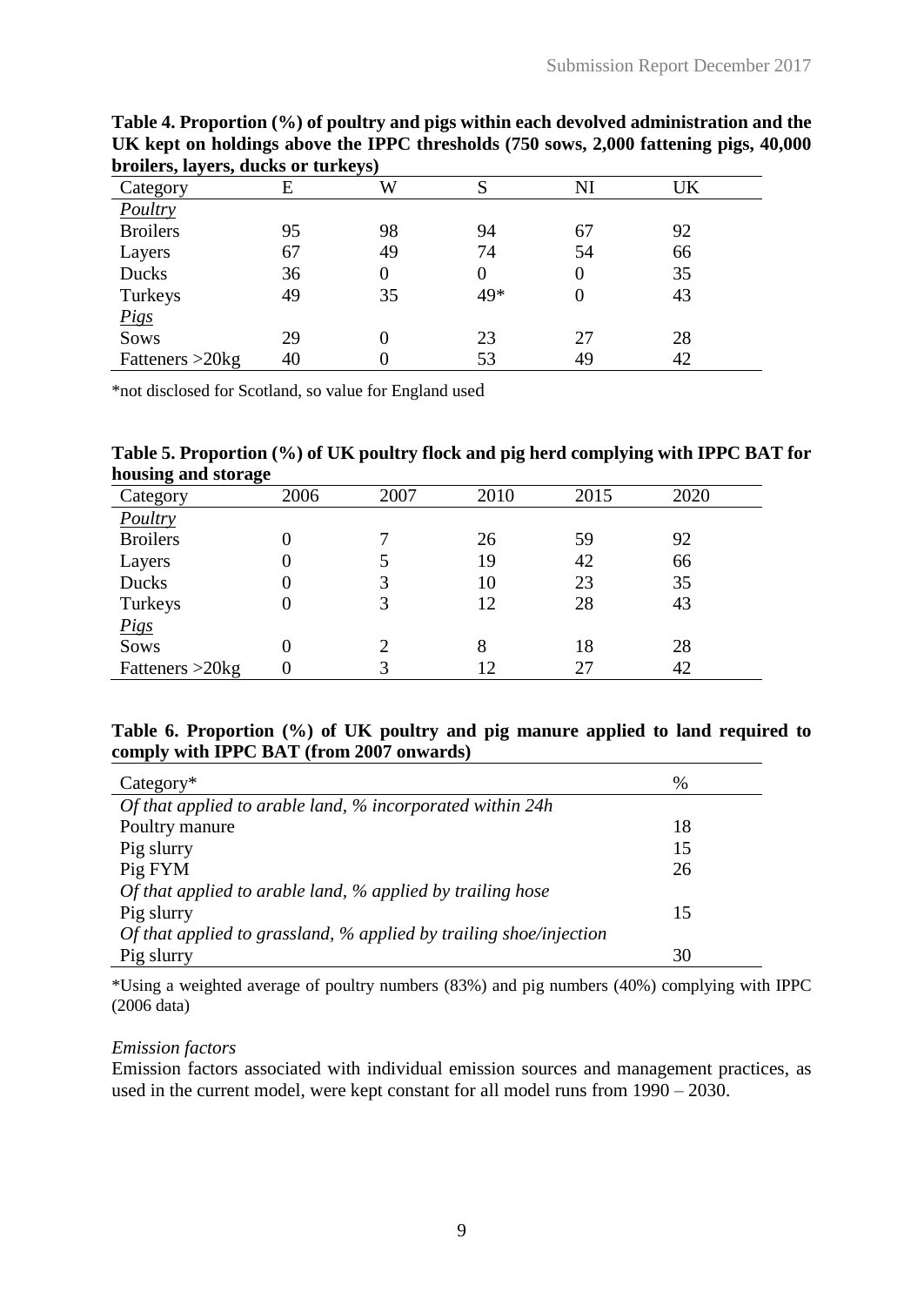**Table 4. Proportion (%) of poultry and pigs within each devolved administration and the UK kept on holdings above the IPPC thresholds (750 sows, 2,000 fattening pigs, 40,000 broilers, layers, ducks or turkeys)**

| Category | E | W | S | NI | UK |
|---|---|---|---|---|---|
| *Poultry* | | | | | |
| Broilers | 95 | 98 | 94 | 67 | 92 |
| Layers | 67 | 49 | 74 | 54 | 66 |
| Ducks | 36 | 0 | 0 | 0 | 35 |
| Turkeys | 49 | 35 | 49* | 0 | 43 |
| *Pigs* | | | | | |
| Sows | 29 | 0 | 23 | 27 | 28 |
| Fatteners >20kg | 40 | 0 | 53 | 49 | 42 |

*not disclosed for Scotland, so value for England used

**Table 5. Proportion (%) of UK poultry flock and pig herd complying with IPPC BAT for housing and storage**

| Category | 2006 | 2007 | 2010 | 2015 | 2020 |
|---|---|---|---|---|---|
| *Poultry* | | | | | |
| Broilers | 0 | 7 | 26 | 59 | 92 |
| Layers | 0 | 5 | 19 | 42 | 66 |
| Ducks | 0 | 3 | 10 | 23 | 35 |
| Turkeys | 0 | 3 | 12 | 28 | 43 |
| *Pigs* | | | | | |
| Sows | 0 | 2 | 8 | 18 | 28 |
| Fatteners >20kg | 0 | 3 | 12 | 27 | 42 |

**Table 6. Proportion (%) of UK poultry and pig manure applied to land required to comply with IPPC BAT (from 2007 onwards)**

| Category* | % |
|---|---|
| *Of that applied to arable land, % incorporated within 24h* | |
| Poultry manure | 18 |
| Pig slurry | 15 |
| Pig FYM | 26 |
| *Of that applied to arable land, % applied by trailing hose* | |
| Pig slurry | 15 |
| *Of that applied to grassland, % applied by trailing shoe/injection* | |
| Pig slurry | 30 |

*Using a weighted average of poultry numbers (83%) and pig numbers (40%) complying with IPPC (2006 data)

*Emission factors*

Emission factors associated with individual emission sources and management practices, as used in the current model, were kept constant for all model runs from 1990 – 2030.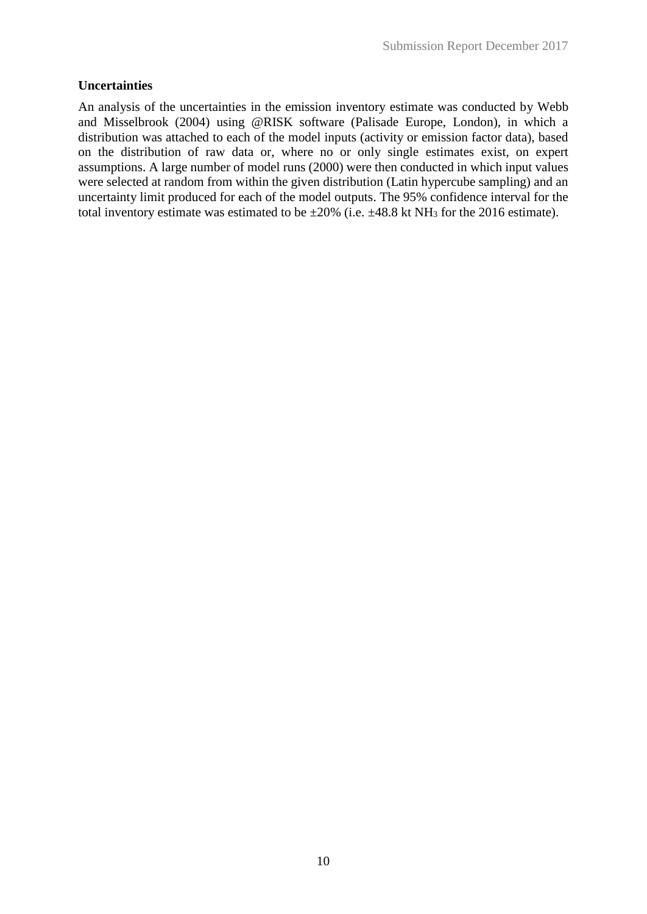**Uncertainties**

An analysis of the uncertainties in the emission inventory estimate was conducted by Webb and Misselbrook (2004) using @RISK software (Palisade Europe, London), in which a distribution was attached to each of the model inputs (activity or emission factor data), based on the distribution of raw data or, where no or only single estimates exist, on expert assumptions. A large number of model runs (2000) were then conducted in which input values were selected at random from within the given distribution (Latin hypercube sampling) and an uncertainty limit produced for each of the model outputs. The 95% confidence interval for the total inventory estimate was estimated to be ±20% (i.e. ±48.8 kt $NH_3$ for the 2016 estimate).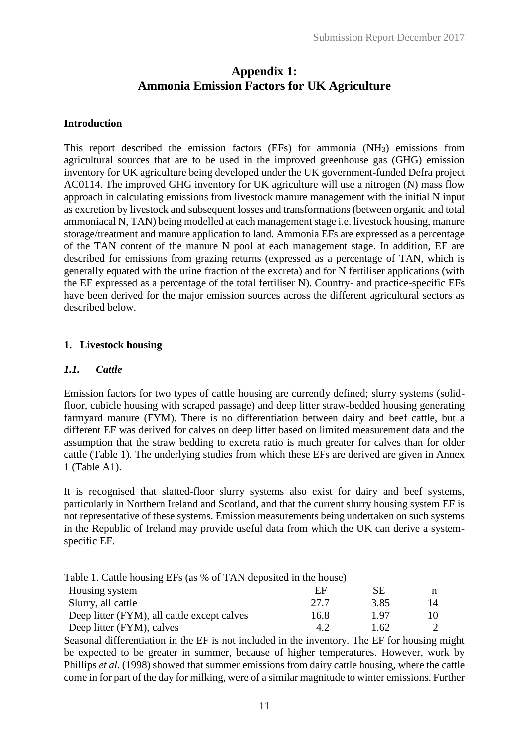# Appendix 1:
# Ammonia Emission Factors for UK Agriculture

### Introduction

This report described the emission factors (EFs) for ammonia ($NH_3$) emissions from agricultural sources that are to be used in the improved greenhouse gas (GHG) emission inventory for UK agriculture being developed under the UK government-funded Defra project AC0114. The improved GHG inventory for UK agriculture will use a nitrogen (N) mass flow approach in calculating emissions from livestock manure management with the initial N input as excretion by livestock and subsequent losses and transformations (between organic and total ammoniacal N, TAN) being modelled at each management stage i.e. livestock housing, manure storage/treatment and manure application to land. Ammonia EFs are expressed as a percentage of the TAN content of the manure N pool at each management stage. In addition, EF are described for emissions from grazing returns (expressed as a percentage of TAN, which is generally equated with the urine fraction of the excreta) and for N fertiliser applications (with the EF expressed as a percentage of the total fertiliser N). Country- and practice-specific EFs have been derived for the major emission sources across the different agricultural sectors as described below.

### 1. Livestock housing

### *1.1. Cattle*

Emission factors for two types of cattle housing are currently defined; slurry systems (solid-floor, cubicle housing with scraped passage) and deep litter straw-bedded housing generating farmyard manure (FYM). There is no differentiation between dairy and beef cattle, but a different EF was derived for calves on deep litter based on limited measurement data and the assumption that the straw bedding to excreta ratio is much greater for calves than for older cattle (Table 1). The underlying studies from which these EFs are derived are given in Annex 1 (Table A1).

It is recognised that slatted-floor slurry systems also exist for dairy and beef systems, particularly in Northern Ireland and Scotland, and that the current slurry housing system EF is not representative of these systems. Emission measurements being undertaken on such systems in the Republic of Ireland may provide useful data from which the UK can derive a system-specific EF.

Table 1. Cattle housing EFs (as % of TAN deposited in the house)

| Housing system | EF | SE | n |
|---|---|---|---|
| Slurry, all cattle | 27.7 | 3.85 | 14 |
| Deep litter (FYM), all cattle except calves | 16.8 | 1.97 | 10 |
| Deep litter (FYM), calves | 4.2 | 1.62 | 2 |

Seasonal differentiation in the EF is not included in the inventory. The EF for housing might be expected to be greater in summer, because of higher temperatures. However, work by Phillips *et al*. (1998) showed that summer emissions from dairy cattle housing, where the cattle come in for part of the day for milking, were of a similar magnitude to winter emissions. Further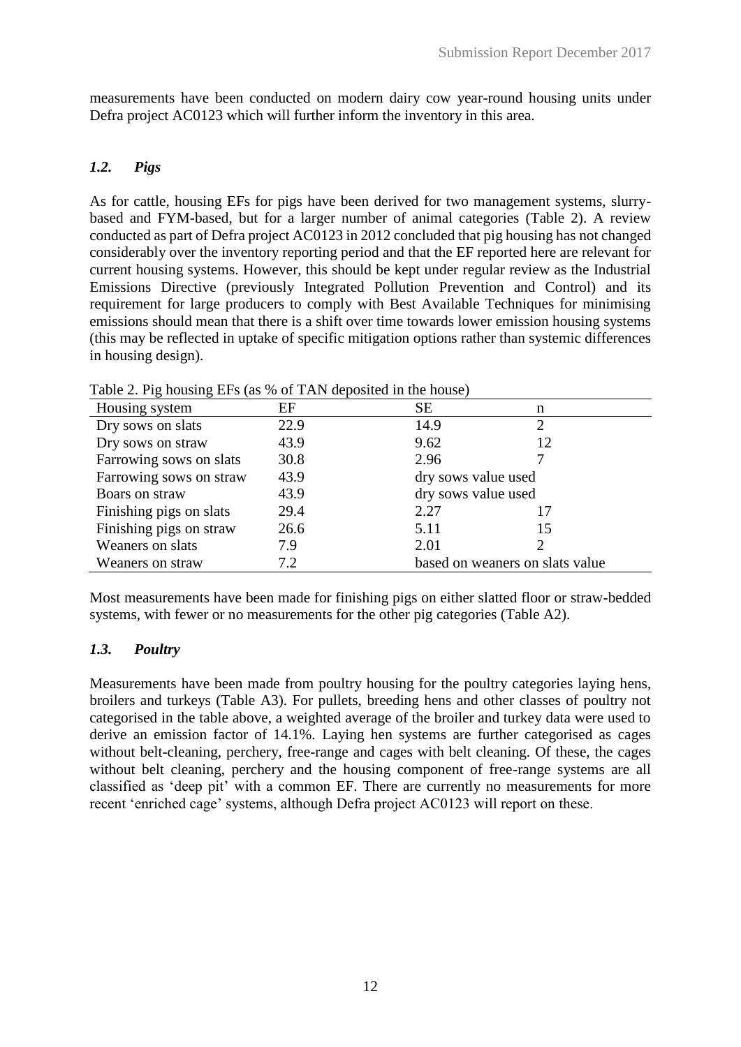measurements have been conducted on modern dairy cow year-round housing units under Defra project AC0123 which will further inform the inventory in this area.

### *1.2. Pigs*

As for cattle, housing EFs for pigs have been derived for two management systems, slurry-based and FYM-based, but for a larger number of animal categories (Table 2). A review conducted as part of Defra project AC0123 in 2012 concluded that pig housing has not changed considerably over the inventory reporting period and that the EF reported here are relevant for current housing systems. However, this should be kept under regular review as the Industrial Emissions Directive (previously Integrated Pollution Prevention and Control) and its requirement for large producers to comply with Best Available Techniques for minimising emissions should mean that there is a shift over time towards lower emission housing systems (this may be reflected in uptake of specific mitigation options rather than systemic differences in housing design).

Table 2. Pig housing EFs (as % of TAN deposited in the house)

| Housing system | EF | SE | n |
|---|---|---|---|
| Dry sows on slats | 22.9 | 14.9 | 2 |
| Dry sows on straw | 43.9 | 9.62 | 12 |
| Farrowing sows on slats | 30.8 | 2.96 | 7 |
| Farrowing sows on straw | 43.9 | dry sows value used | |
| Boars on straw | 43.9 | dry sows value used | |
| Finishing pigs on slats | 29.4 | 2.27 | 17 |
| Finishing pigs on straw | 26.6 | 5.11 | 15 |
| Weaners on slats | 7.9 | 2.01 | 2 |
| Weaners on straw | 7.2 | based on weaners on slats value | |

Most measurements have been made for finishing pigs on either slatted floor or straw-bedded systems, with fewer or no measurements for the other pig categories (Table A2).

### *1.3. Poultry*

Measurements have been made from poultry housing for the poultry categories laying hens, broilers and turkeys (Table A3). For pullets, breeding hens and other classes of poultry not categorised in the table above, a weighted average of the broiler and turkey data were used to derive an emission factor of 14.1%. Laying hen systems are further categorised as cages without belt-cleaning, perchery, free-range and cages with belt cleaning. Of these, the cages without belt cleaning, perchery and the housing component of free-range systems are all classified as 'deep pit' with a common EF. There are currently no measurements for more recent 'enriched cage' systems, although Defra project AC0123 will report on these.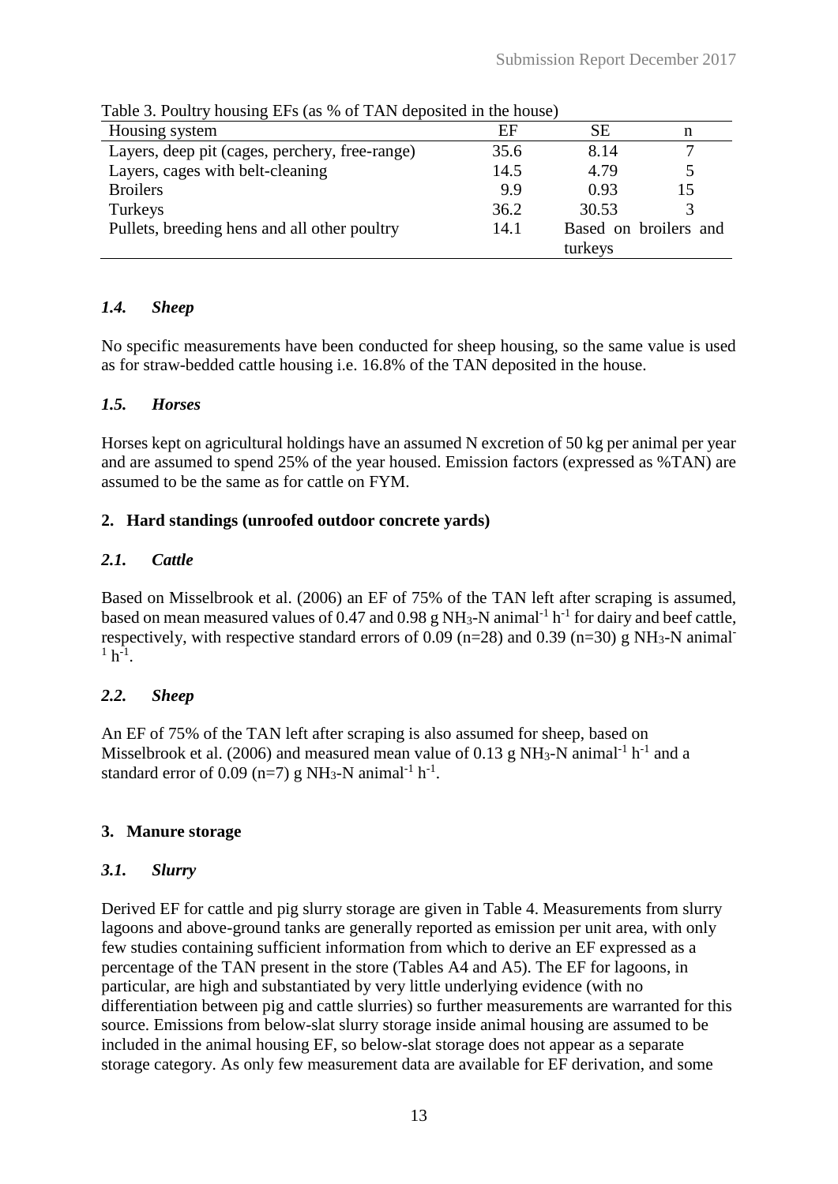Table 3. Poultry housing EFs (as % of TAN deposited in the house)

| Housing system | EF | SE | n |
|---|---|---|---|
| Layers, deep pit (cages, perchery, free-range) | 35.6 | 8.14 | 7 |
| Layers, cages with belt-cleaning | 14.5 | 4.79 | 5 |
| Broilers | 9.9 | 0.93 | 15 |
| Turkeys | 36.2 | 30.53 | 3 |
| Pullets, breeding hens and all other poultry | 14.1 | Based on broilers and turkeys | |

### *1.4. Sheep*

No specific measurements have been conducted for sheep housing, so the same value is used as for straw-bedded cattle housing i.e. 16.8% of the TAN deposited in the house.

### *1.5. Horses*

Horses kept on agricultural holdings have an assumed N excretion of 50 kg per animal per year and are assumed to spend 25% of the year housed. Emission factors (expressed as %TAN) are assumed to be the same as for cattle on FYM.

## 2. Hard standings (unroofed outdoor concrete yards)

### *2.1. Cattle*

Based on Misselbrook et al. (2006) an EF of 75% of the TAN left after scraping is assumed, based on mean measured values of 0.47 and 0.98 g $NH_3$-N animal$^{-1}$ h$^{-1}$ for dairy and beef cattle, respectively, with respective standard errors of 0.09 (n=28) and 0.39 (n=30) g $NH_3$-N animal$^{-1}$ h$^{-1}$.

### *2.2. Sheep*

An EF of 75% of the TAN left after scraping is also assumed for sheep, based on Misselbrook et al. (2006) and measured mean value of 0.13 g $NH_3$-N animal$^{-1}$ h$^{-1}$ and a standard error of 0.09 (n=7) g $NH_3$-N animal$^{-1}$ h$^{-1}$.

## 3. Manure storage

### *3.1. Slurry*

Derived EF for cattle and pig slurry storage are given in Table 4. Measurements from slurry lagoons and above-ground tanks are generally reported as emission per unit area, with only few studies containing sufficient information from which to derive an EF expressed as a percentage of the TAN present in the store (Tables A4 and A5). The EF for lagoons, in particular, are high and substantiated by very little underlying evidence (with no differentiation between pig and cattle slurries) so further measurements are warranted for this source. Emissions from below-slat slurry storage inside animal housing are assumed to be included in the animal housing EF, so below-slat storage does not appear as a separate storage category. As only few measurement data are available for EF derivation, and some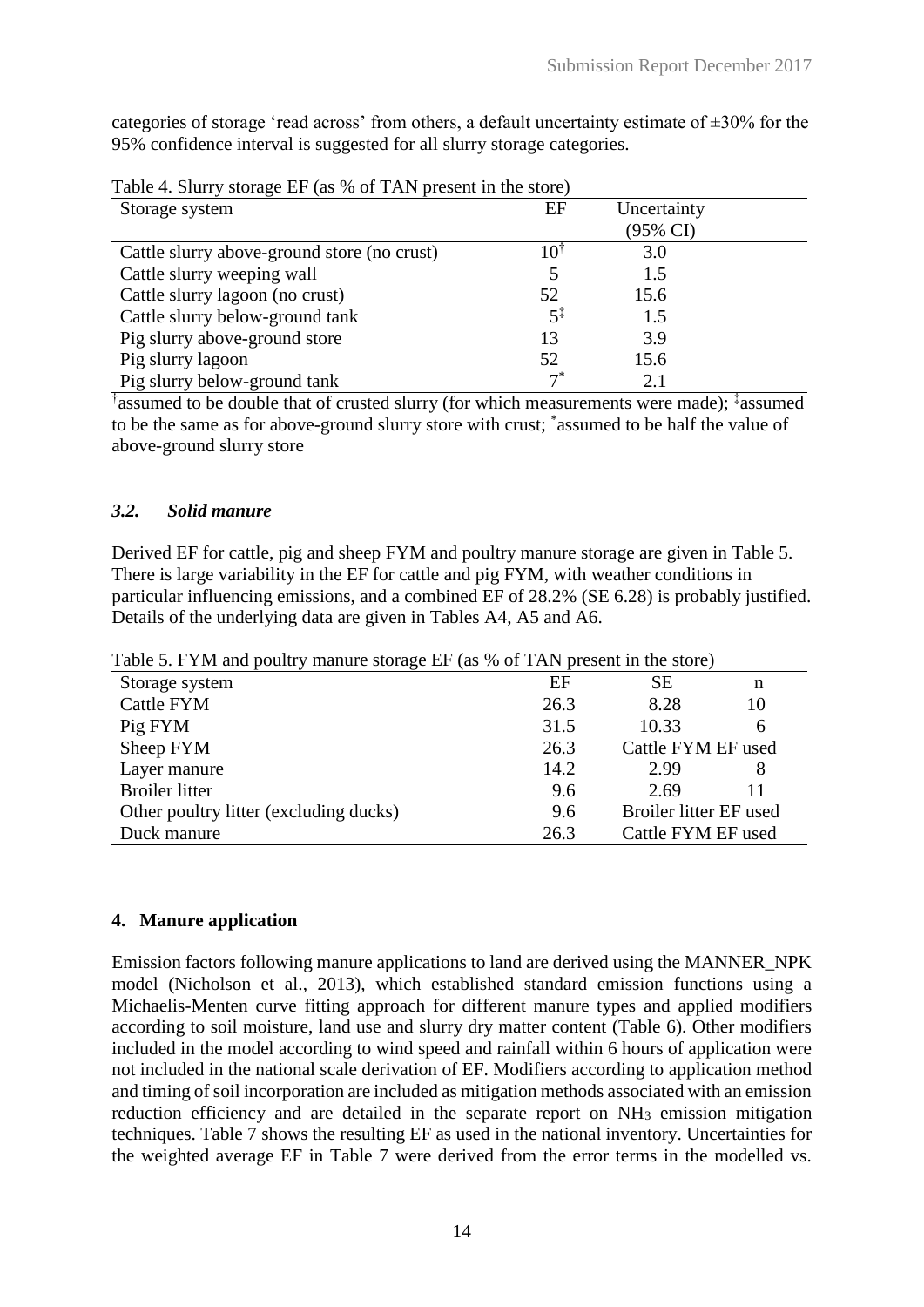categories of storage 'read across' from others, a default uncertainty estimate of ±30% for the 95% confidence interval is suggested for all slurry storage categories.

Table 4. Slurry storage EF (as % of TAN present in the store)

| Storage system | EF | Uncertainty (95% CI) |
|---|---|---|
| Cattle slurry above-ground store (no crust) | 10[†] | 3.0 |
| Cattle slurry weeping wall | 5 | 1.5 |
| Cattle slurry lagoon (no crust) | 52 | 15.6 |
| Cattle slurry below-ground tank | 5[‡] | 1.5 |
| Pig slurry above-ground store | 13 | 3.9 |
| Pig slurry lagoon | 52 | 15.6 |
| Pig slurry below-ground tank | 7[*] | 2.1 |

[†]assumed to be double that of crusted slurry (for which measurements were made); [‡]assumed to be the same as for above-ground slurry store with crust; [*]assumed to be half the value of above-ground slurry store

### *3.2. Solid manure*

Derived EF for cattle, pig and sheep FYM and poultry manure storage are given in Table 5. There is large variability in the EF for cattle and pig FYM, with weather conditions in particular influencing emissions, and a combined EF of 28.2% (SE 6.28) is probably justified. Details of the underlying data are given in Tables A4, A5 and A6.

Table 5. FYM and poultry manure storage EF (as % of TAN present in the store)

| Storage system | EF | SE | n |
|---|---|---|---|
| Cattle FYM | 26.3 | 8.28 | 10 |
| Pig FYM | 31.5 | 10.33 | 6 |
| Sheep FYM | 26.3 | Cattle FYM EF used | |
| Layer manure | 14.2 | 2.99 | 8 |
| Broiler litter | 9.6 | 2.69 | 11 |
| Other poultry litter (excluding ducks) | 9.6 | Broiler litter EF used | |
| Duck manure | 26.3 | Cattle FYM EF used | |

## 4. Manure application

Emission factors following manure applications to land are derived using the MANNER_NPK model (Nicholson et al., 2013), which established standard emission functions using a Michaelis-Menten curve fitting approach for different manure types and applied modifiers according to soil moisture, land use and slurry dry matter content (Table 6). Other modifiers included in the model according to wind speed and rainfall within 6 hours of application were not included in the national scale derivation of EF. Modifiers according to application method and timing of soil incorporation are included as mitigation methods associated with an emission reduction efficiency and are detailed in the separate report on $NH_3$ emission mitigation techniques. Table 7 shows the resulting EF as used in the national inventory. Uncertainties for the weighted average EF in Table 7 were derived from the error terms in the modelled vs.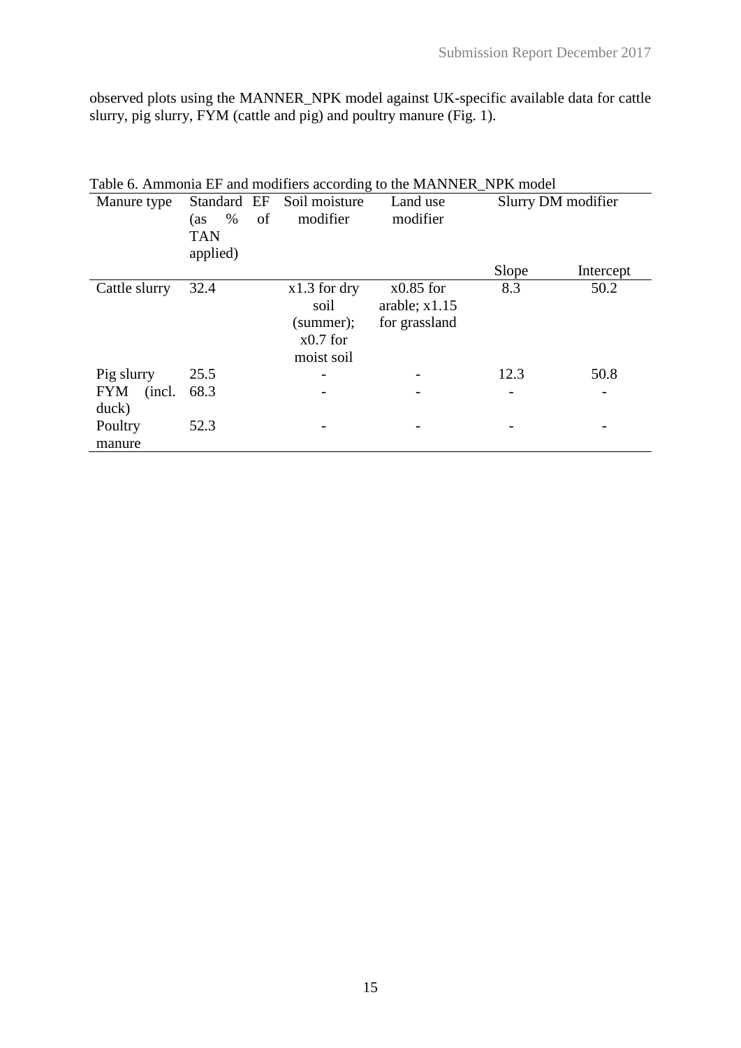observed plots using the MANNER_NPK model against UK-specific available data for cattle slurry, pig slurry, FYM (cattle and pig) and poultry manure (Fig. 1).

Table 6. Ammonia EF and modifiers according to the MANNER_NPK model

| Manure type | Standard EF (as % of TAN applied) | Soil moisture modifier | Land use modifier | Slurry DM modifier | |
|---|---|---|---|---|---|
| | | | | Slope | Intercept |
| Cattle slurry | 32.4 | x1.3 for dry soil (summer); x0.7 for moist soil | x0.85 for arable; x1.15 for grassland | 8.3 | 50.2 |
| Pig slurry | 25.5 | - | - | 12.3 | 50.8 |
| FYM (incl. duck) | 68.3 | - | - | - | - |
| Poultry manure | 52.3 | - | - | - | - |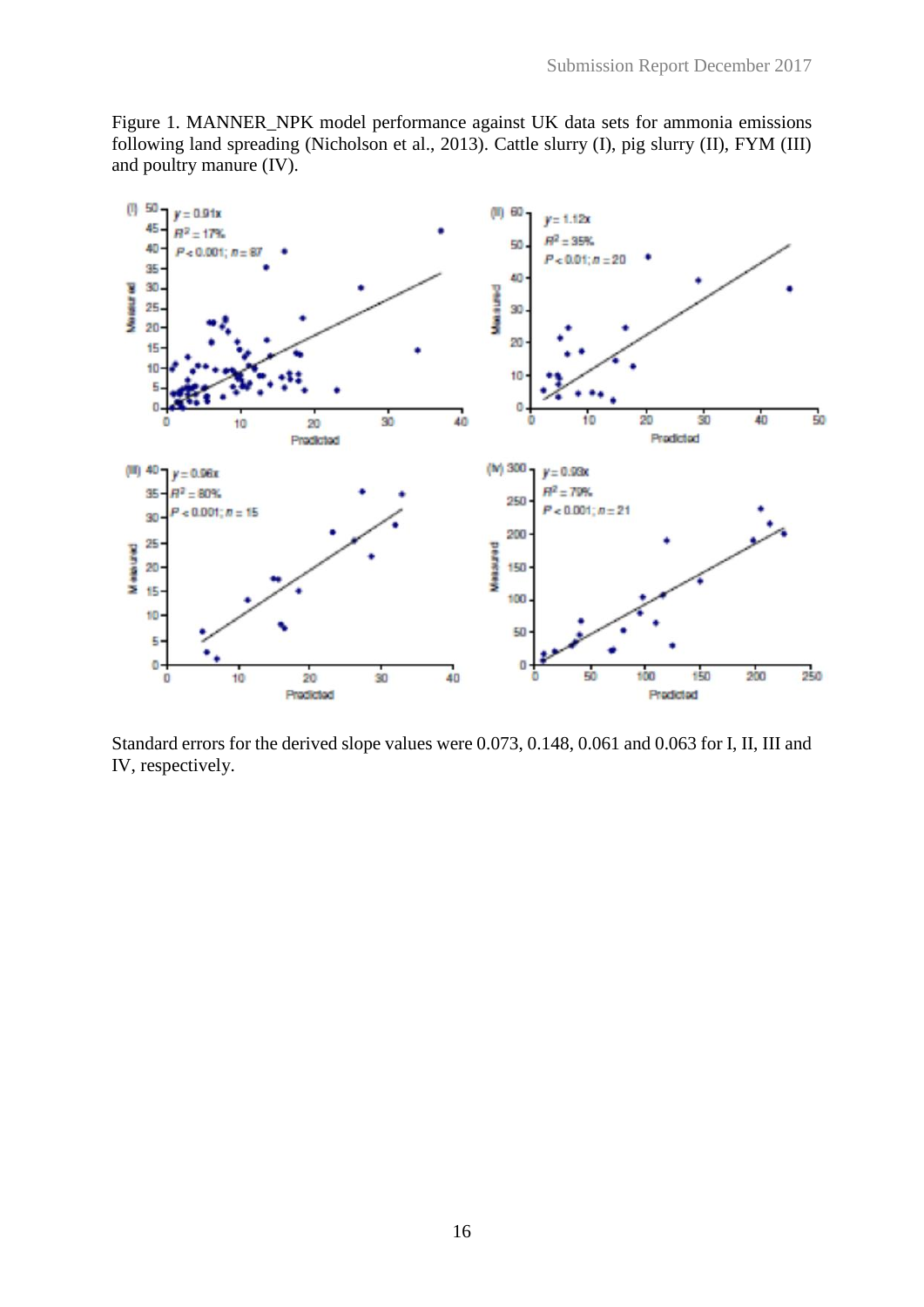Figure 1. MANNER_NPK model performance against UK data sets for ammonia emissions following land spreading (Nicholson et al., 2013). Cattle slurry (I), pig slurry (II), FYM (III) and poultry manure (IV).

Standard errors for the derived slope values were 0.073, 0.148, 0.061 and 0.063 for I, II, III and IV, respectively.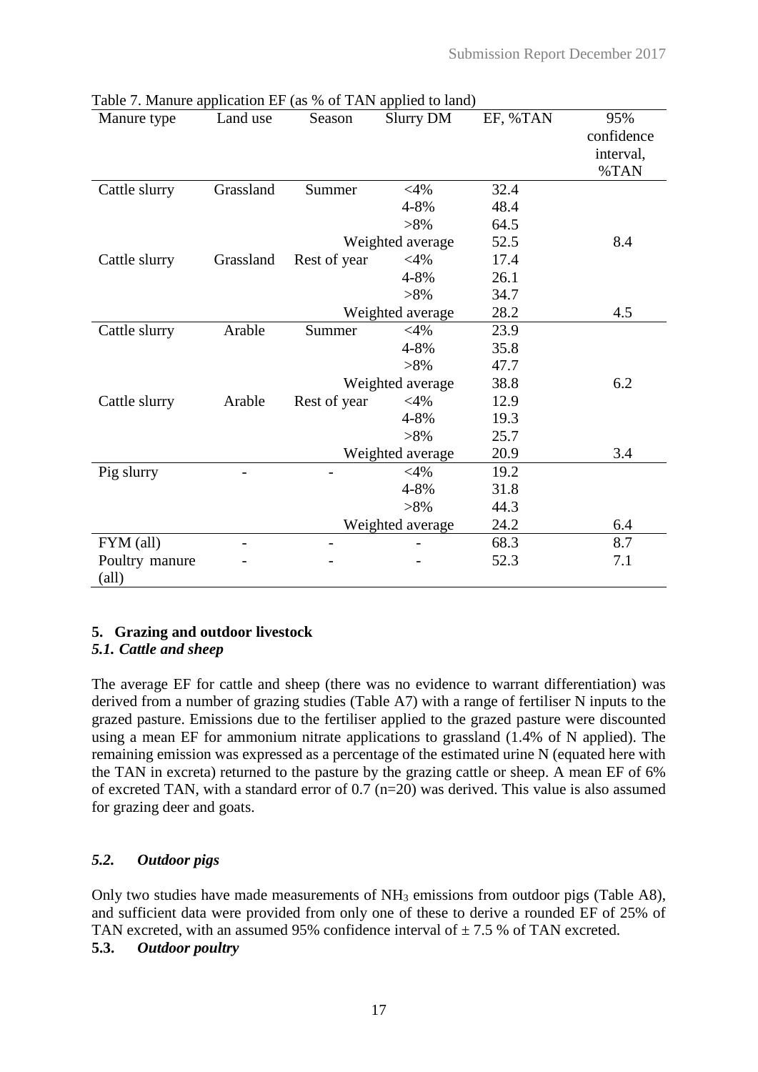Table 7. Manure application EF (as % of TAN applied to land)

| Manure type | Land use | Season | Slurry DM | EF, %TAN | 95% confidence interval, %TAN |
|---|---|---|---|---|---|
| Cattle slurry | Grassland | Summer | <4% | 32.4 | |
| | | | 4-8% | 48.4 | |
| | | | >8% | 64.5 | |
| | | Weighted average | | 52.5 | 8.4 |
| Cattle slurry | Grassland | Rest of year | <4% | 17.4 | |
| | | | 4-8% | 26.1 | |
| | | | >8% | 34.7 | |
| | | Weighted average | | 28.2 | 4.5 |
| Cattle slurry | Arable | Summer | <4% | 23.9 | |
| | | | 4-8% | 35.8 | |
| | | | >8% | 47.7 | |
| | | Weighted average | | 38.8 | 6.2 |
| Cattle slurry | Arable | Rest of year | <4% | 12.9 | |
| | | | 4-8% | 19.3 | |
| | | | >8% | 25.7 | |
| | | Weighted average | | 20.9 | 3.4 |
| Pig slurry | - | - | <4% | 19.2 | |
| | | | 4-8% | 31.8 | |
| | | | >8% | 44.3 | |
| | | Weighted average | | 24.2 | 6.4 |
| FYM (all) | - | - | - | 68.3 | 8.7 |
| Poultry manure (all) | - | - | - | 52.3 | 7.1 |

## 5. Grazing and outdoor livestock

### *5.1. Cattle and sheep*

The average EF for cattle and sheep (there was no evidence to warrant differentiation) was derived from a number of grazing studies (Table A7) with a range of fertiliser N inputs to the grazed pasture. Emissions due to the fertiliser applied to the grazed pasture were discounted using a mean EF for ammonium nitrate applications to grassland (1.4% of N applied). The remaining emission was expressed as a percentage of the estimated urine N (equated here with the TAN in excreta) returned to the pasture by the grazing cattle or sheep. A mean EF of 6% of excreted TAN, with a standard error of 0.7 (n=20) was derived. This value is also assumed for grazing deer and goats.

### *5.2. Outdoor pigs*

Only two studies have made measurements of $NH_3$ emissions from outdoor pigs (Table A8), and sufficient data were provided from only one of these to derive a rounded EF of 25% of TAN excreted, with an assumed 95% confidence interval of ± 7.5 % of TAN excreted.

### 5.3. *Outdoor poultry*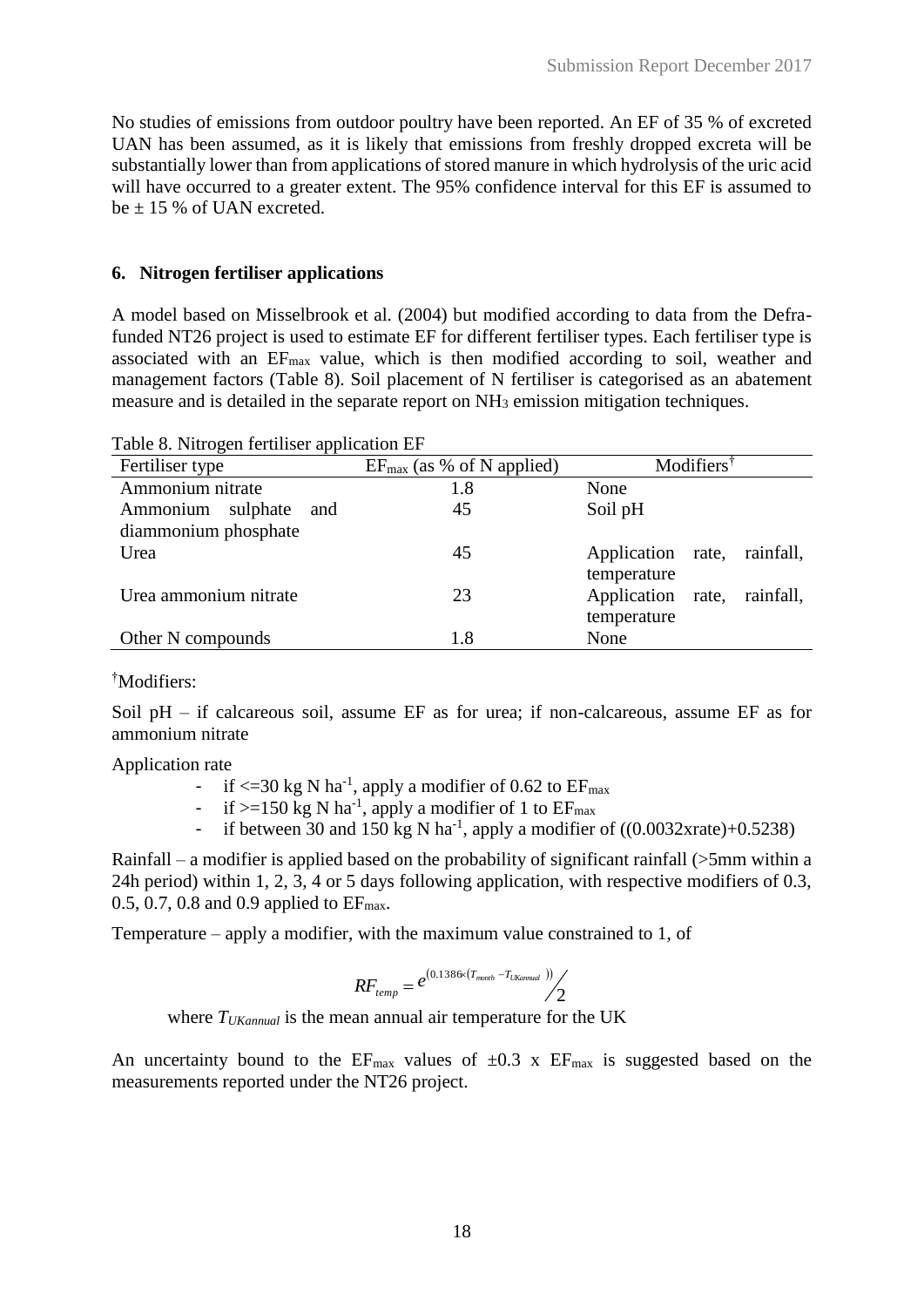No studies of emissions from outdoor poultry have been reported. An EF of 35 % of excreted UAN has been assumed, as it is likely that emissions from freshly dropped excreta will be substantially lower than from applications of stored manure in which hydrolysis of the uric acid will have occurred to a greater extent. The 95% confidence interval for this EF is assumed to be ± 15 % of UAN excreted.

## 6. Nitrogen fertiliser applications

A model based on Misselbrook et al. (2004) but modified according to data from the Defra-funded NT26 project is used to estimate EF for different fertiliser types. Each fertiliser type is associated with an $EF_{max}$ value, which is then modified according to soil, weather and management factors (Table 8). Soil placement of N fertiliser is categorised as an abatement measure and is detailed in the separate report on $NH_3$ emission mitigation techniques.

Table 8. Nitrogen fertiliser application EF

| Fertiliser type | $EF_{max}$ (as % of N applied) | Modifiers† |
|---|---|---|
| Ammonium nitrate | 1.8 | None |
| Ammonium sulphate and diammonium phosphate | 45 | Soil pH |
| Urea | 45 | Application rate, rainfall, temperature |
| Urea ammonium nitrate | 23 | Application rate, rainfall, temperature |
| Other N compounds | 1.8 | None |

†Modifiers:

Soil pH – if calcareous soil, assume EF as for urea; if non-calcareous, assume EF as for ammonium nitrate

Application rate

- if <=30 kg N ha$^{-1}$, apply a modifier of 0.62 to $EF_{max}$
- if >=150 kg N ha$^{-1}$, apply a modifier of 1 to $EF_{max}$
- if between 30 and 150 kg N ha$^{-1}$, apply a modifier of ((0.0032xrate)+0.5238)

Rainfall – a modifier is applied based on the probability of significant rainfall (>5mm within a 24h period) within 1, 2, 3, 4 or 5 days following application, with respective modifiers of 0.3, 0.5, 0.7, 0.8 and 0.9 applied to $EF_{max}$.

Temperature – apply a modifier, with the maximum value constrained to 1, of

$$RF_{temp} = e^{(0.1386 \times (T_{month} - T_{UKannual}))} / 2$$

where $T_{UKannual}$ is the mean annual air temperature for the UK

An uncertainty bound to the $EF_{max}$ values of ±0.3 x $EF_{max}$ is suggested based on the measurements reported under the NT26 project.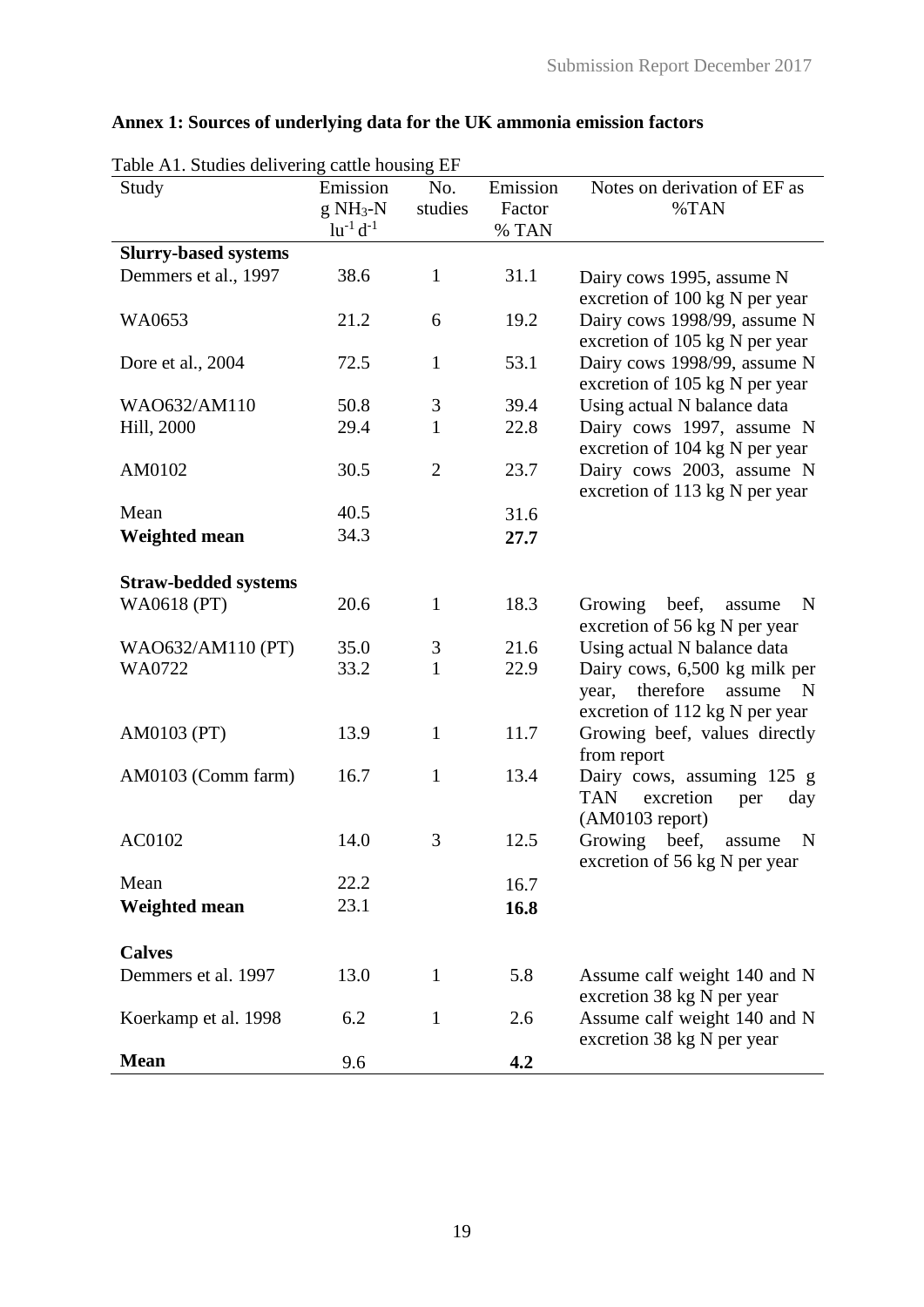## Annex 1: Sources of underlying data for the UK ammonia emission factors

Table A1. Studies delivering cattle housing EF

| Study | Emission g $NH_3$-N $lu^{-1}$ $d^{-1}$ | No. studies | Emission Factor % TAN | Notes on derivation of EF as %TAN |
|---|---|---|---|---|
| **Slurry-based systems** | | | | |
| Demmers et al., 1997 | 38.6 | 1 | 31.1 | Dairy cows 1995, assume N excretion of 100 kg N per year |
| WA0653 | 21.2 | 6 | 19.2 | Dairy cows 1998/99, assume N excretion of 105 kg N per year |
| Dore et al., 2004 | 72.5 | 1 | 53.1 | Dairy cows 1998/99, assume N excretion of 105 kg N per year |
| WAO632/AM110 | 50.8 | 3 | 39.4 | Using actual N balance data |
| Hill, 2000 | 29.4 | 1 | 22.8 | Dairy cows 1997, assume N excretion of 104 kg N per year |
| AM0102 | 30.5 | 2 | 23.7 | Dairy cows 2003, assume N excretion of 113 kg N per year |
| Mean | 40.5 | | 31.6 | |
| **Weighted mean** | 34.3 | | **27.7** | |
| | | | | |
| **Straw-bedded systems** | | | | |
| WA0618 (PT) | 20.6 | 1 | 18.3 | Growing beef, assume N excretion of 56 kg N per year |
| WAO632/AM110 (PT) | 35.0 | 3 | 21.6 | Using actual N balance data |
| WA0722 | 33.2 | 1 | 22.9 | Dairy cows, 6,500 kg milk per year, therefore assume N excretion of 112 kg N per year |
| AM0103 (PT) | 13.9 | 1 | 11.7 | Growing beef, values directly from report |
| AM0103 (Comm farm) | 16.7 | 1 | 13.4 | Dairy cows, assuming 125 g TAN excretion per day (AM0103 report) |
| AC0102 | 14.0 | 3 | 12.5 | Growing beef, assume N excretion of 56 kg N per year |
| Mean | 22.2 | | 16.7 | |
| **Weighted mean** | 23.1 | | **16.8** | |
| | | | | |
| **Calves** | | | | |
| Demmers et al. 1997 | 13.0 | 1 | 5.8 | Assume calf weight 140 and N excretion 38 kg N per year |
| Koerkamp et al. 1998 | 6.2 | 1 | 2.6 | Assume calf weight 140 and N excretion 38 kg N per year |
| **Mean** | 9.6 | | **4.2** | |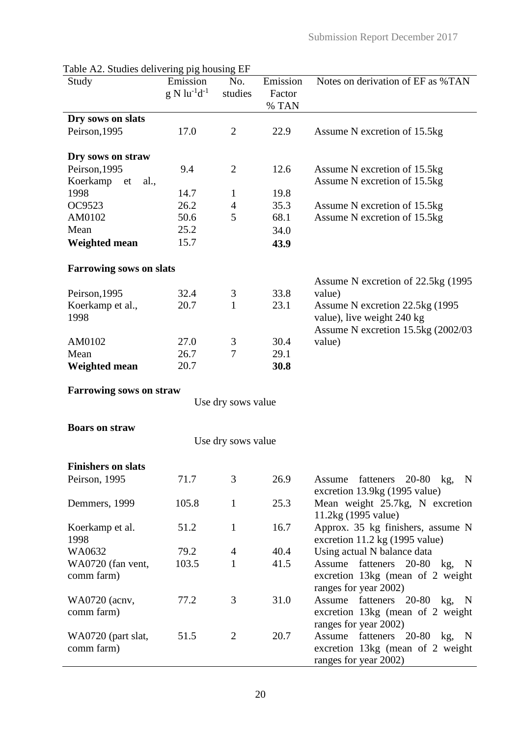Table A2. Studies delivering pig housing EF

| Study | Emission g N $lu^{-1}d^{-1}$ | No. studies | Emission Factor % TAN | Notes on derivation of EF as %TAN |
|---|---|---|---|---|
| **Dry sows on slats** | | | | |
| Peirson,1995 | 17.0 | 2 | 22.9 | Assume N excretion of 15.5kg |
| **Dry sows on straw** | | | | |
| Peirson,1995 | 9.4 | 2 | 12.6 | Assume N excretion of 15.5kg |
| Koerkamp et al., 1998 | 14.7 | 1 | 19.8 | Assume N excretion of 15.5kg |
| OC9523 | 26.2 | 4 | 35.3 | Assume N excretion of 15.5kg |
| AM0102 | 50.6 | 5 | 68.1 | Assume N excretion of 15.5kg |
| Mean | 25.2 | | 34.0 | |
| **Weighted mean** | 15.7 | | **43.9** | |
| **Farrowing sows on slats** | | | | |
| Peirson,1995 | 32.4 | 3 | 33.8 | Assume N excretion of 22.5kg (1995 value) |
| Koerkamp et al., 1998 | 20.7 | 1 | 23.1 | Assume N excretion 22.5kg (1995 value), live weight 240 kg |
| AM0102 | 27.0 | 3 | 30.4 | Assume N excretion 15.5kg (2002/03 value) |
| Mean | 26.7 | 7 | 29.1 | |
| **Weighted mean** | 20.7 | | **30.8** | |
| **Farrowing sows on straw** | | | | |
| | Use dry sows value | | | |
| **Boars on straw** | | | | |
| | Use dry sows value | | | |
| **Finishers on slats** | | | | |
| Peirson, 1995 | 71.7 | 3 | 26.9 | Assume fatteners 20-80 kg, N excretion 13.9kg (1995 value) |
| Demmers, 1999 | 105.8 | 1 | 25.3 | Mean weight 25.7kg, N excretion 11.2kg (1995 value) |
| Koerkamp et al. 1998 | 51.2 | 1 | 16.7 | Approx. 35 kg finishers, assume N excretion 11.2 kg (1995 value) |
| WA0632 | 79.2 | 4 | 40.4 | Using actual N balance data |
| WA0720 (fan vent, comm farm) | 103.5 | 1 | 41.5 | Assume fatteners 20-80 kg, N excretion 13kg (mean of 2 weight ranges for year 2002) |
| WA0720 (acnv, comm farm) | 77.2 | 3 | 31.0 | Assume fatteners 20-80 kg, N excretion 13kg (mean of 2 weight ranges for year 2002) |
| WA0720 (part slat, comm farm) | 51.5 | 2 | 20.7 | Assume fatteners 20-80 kg, N excretion 13kg (mean of 2 weight ranges for year 2002) |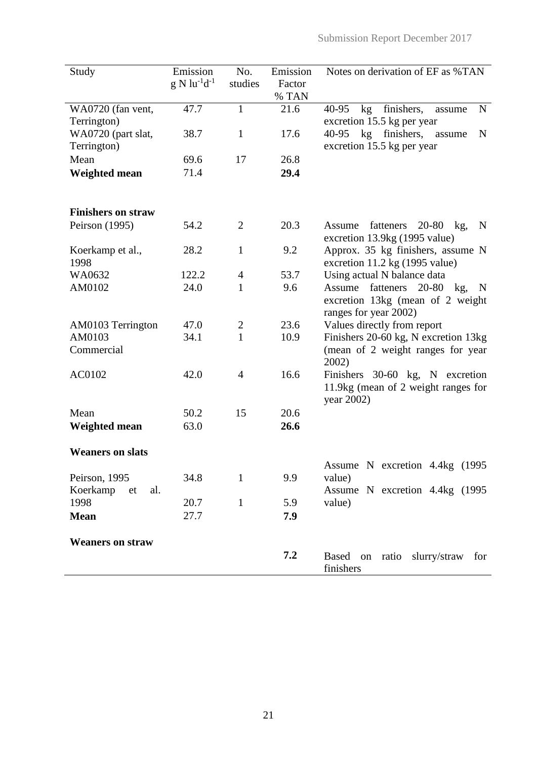| Study | Emission g N $lu^{-1}d^{-1}$ | No. studies | Emission Factor % TAN | Notes on derivation of EF as %TAN |
|---|---|---|---|---|
| WA0720 (fan vent, Terrington) | 47.7 | 1 | 21.6 | 40-95 kg finishers, assume N excretion 15.5 kg per year |
| WA0720 (part slat, Terrington) | 38.7 | 1 | 17.6 | 40-95 kg finishers, assume N excretion 15.5 kg per year |
| Mean | 69.6 | 17 | 26.8 | |
| **Weighted mean** | 71.4 | | **29.4** | |
| | | | | |
| **Finishers on straw** | | | | |
| Peirson (1995) | 54.2 | 2 | 20.3 | Assume fatteners 20-80 kg, N excretion 13.9kg (1995 value) |
| Koerkamp et al., 1998 | 28.2 | 1 | 9.2 | Approx. 35 kg finishers, assume N excretion 11.2 kg (1995 value) |
| WA0632 | 122.2 | 4 | 53.7 | Using actual N balance data |
| AM0102 | 24.0 | 1 | 9.6 | Assume fatteners 20-80 kg, N excretion 13kg (mean of 2 weight ranges for year 2002) |
| AM0103 Terrington | 47.0 | 2 | 23.6 | Values directly from report |
| AM0103 Commercial | 34.1 | 1 | 10.9 | Finishers 20-60 kg, N excretion 13kg (mean of 2 weight ranges for year 2002) |
| AC0102 | 42.0 | 4 | 16.6 | Finishers 30-60 kg, N excretion 11.9kg (mean of 2 weight ranges for year 2002) |
| Mean | 50.2 | 15 | 20.6 | |
| **Weighted mean** | 63.0 | | **26.6** | |
| | | | | |
| **Weaners on slats** | | | | |
| Peirson, 1995 | 34.8 | 1 | 9.9 | Assume N excretion 4.4kg (1995 value) |
| Koerkamp et al. 1998 | 20.7 | 1 | 5.9 | Assume N excretion 4.4kg (1995 value) |
| **Mean** | 27.7 | | **7.9** | |
| | | | | |
| **Weaners on straw** | | | | |
| | | | **7.2** | Based on ratio slurry/straw for finishers |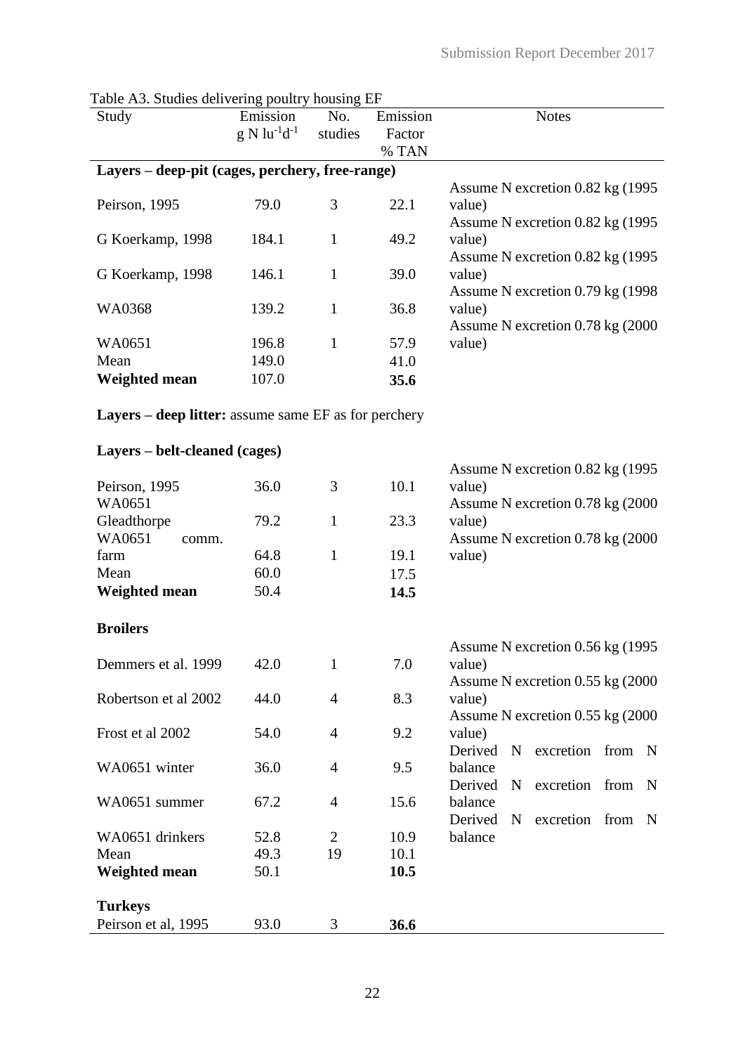Table A3. Studies delivering poultry housing EF

| Study | Emission $g\ N\ lu^{-1}d^{-1}$ | No. studies | Emission Factor % TAN | Notes |
|---|---|---|---|---|
| **Layers – deep-pit (cages, perchery, free-range)** | | | | |
| Peirson, 1995 | 79.0 | 3 | 22.1 | Assume N excretion 0.82 kg (1995 value) |
| G Koerkamp, 1998 | 184.1 | 1 | 49.2 | Assume N excretion 0.82 kg (1995 value) |
| G Koerkamp, 1998 | 146.1 | 1 | 39.0 | Assume N excretion 0.82 kg (1995 value) |
| WA0368 | 139.2 | 1 | 36.8 | Assume N excretion 0.79 kg (1998 value) |
| WA0651 | 196.8 | 1 | 57.9 | Assume N excretion 0.78 kg (2000 value) |
| Mean | 149.0 | | 41.0 | |
| **Weighted mean** | 107.0 | | **35.6** | |
| **Layers – deep litter:** assume same EF as for perchery | | | | |
| **Layers – belt-cleaned (cages)** | | | | |
| Peirson, 1995 | 36.0 | 3 | 10.1 | Assume N excretion 0.82 kg (1995 value) |
| WA0651 Gleadthorpe | 79.2 | 1 | 23.3 | Assume N excretion 0.78 kg (2000 value) |
| WA0651 comm. farm | 64.8 | 1 | 19.1 | Assume N excretion 0.78 kg (2000 value) |
| Mean | 60.0 | | 17.5 | |
| **Weighted mean** | 50.4 | | **14.5** | |
| **Broilers** | | | | |
| Demmers et al. 1999 | 42.0 | 1 | 7.0 | Assume N excretion 0.56 kg (1995 value) |
| Robertson et al 2002 | 44.0 | 4 | 8.3 | Assume N excretion 0.55 kg (2000 value) |
| Frost et al 2002 | 54.0 | 4 | 9.2 | Assume N excretion 0.55 kg (2000 value) |
| WA0651 winter | 36.0 | 4 | 9.5 | Derived N excretion from N balance |
| WA0651 summer | 67.2 | 4 | 15.6 | Derived N excretion from N balance |
| WA0651 drinkers | 52.8 | 2 | 10.9 | Derived N excretion from N balance |
| Mean | 49.3 | 19 | 10.1 | |
| **Weighted mean** | 50.1 | | **10.5** | |
| **Turkeys** | | | | |
| Peirson et al, 1995 | 93.0 | 3 | **36.6** | |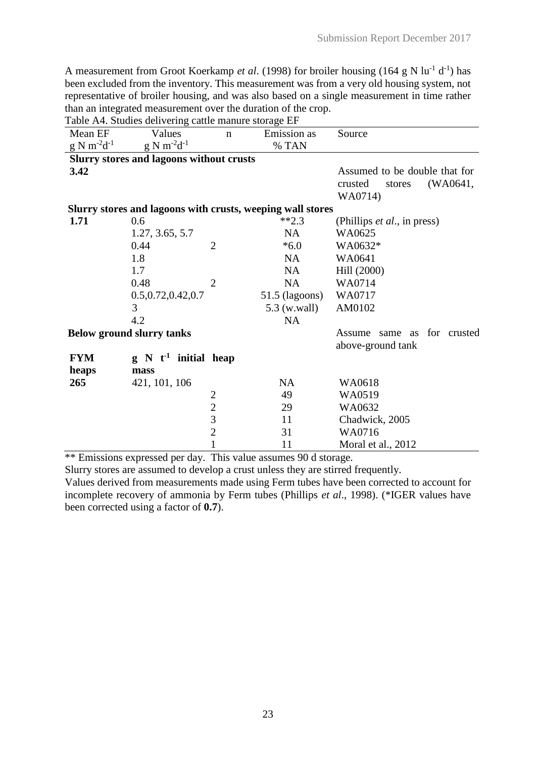A measurement from Groot Koerkamp *et al*. (1998) for broiler housing (164 g N $lu^{-1}$ $d^{-1}$) has been excluded from the inventory. This measurement was from a very old housing system, not representative of broiler housing, and was also based on a single measurement in time rather than an integrated measurement over the duration of the crop.

Table A4. Studies delivering cattle manure storage EF

| Mean EF g N $m^{-2}d^{-1}$ | Values g N $m^{-2}d^{-1}$ | n | Emission as % TAN | Source |
|---|---|---|---|---|
| **Slurry stores and lagoons without crusts** | | | | |
| **3.42** | | | | Assumed to be double that for crusted stores (WA0641, WA0714) |
| **Slurry stores and lagoons with crusts, weeping wall stores** | | | | |
| **1.71** | 0.6 | | **2.3 | (Phillips *et al*., in press) |
| | 1.27, 3.65, 5.7 | | NA | WA0625 |
| | 0.44 | 2 | *6.0 | WA0632* |
| | 1.8 | | NA | WA0641 |
| | 1.7 | | NA | Hill (2000) |
| | 0.48 | 2 | NA | WA0714 |
| | 0.5,0.72,0.42,0.7 | | 51.5 (lagoons) | WA0717 |
| | 3 | | 5.3 (w.wall) | AM0102 |
| | 4.2 | | NA | |
| **Below ground slurry tanks** | | | | Assume same as for crusted above-ground tank |
| **FYM heaps** | **g N $t^{-1}$ initial heap mass** | | | |
| **265** | 421, 101, 106 | | NA | WA0618 |
| | | 2 | 49 | WA0519 |
| | | 2 | 29 | WA0632 |
| | | 3 | 11 | Chadwick, 2005 |
| | | 2 | 31 | WA0716 |
| | | 1 | 11 | Moral et al., 2012 |

** Emissions expressed per day. This value assumes 90 d storage.

Slurry stores are assumed to develop a crust unless they are stirred frequently.

Values derived from measurements made using Ferm tubes have been corrected to account for incomplete recovery of ammonia by Ferm tubes (Phillips *et al*., 1998). (*IGER values have been corrected using a factor of **0.7**).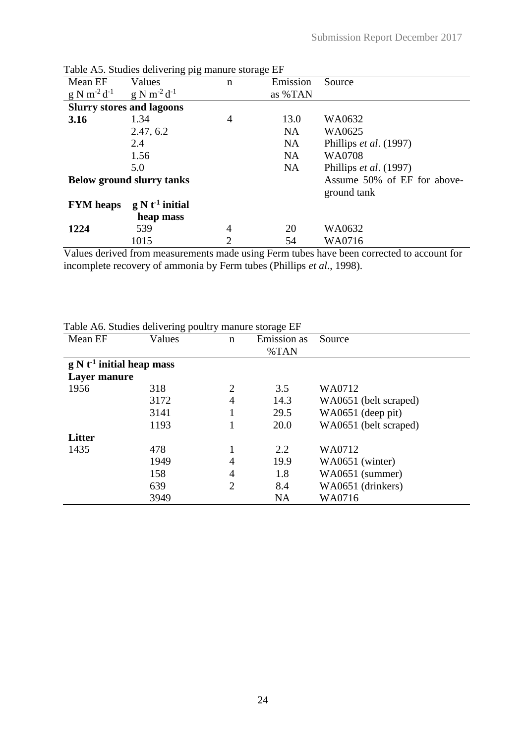Table A5. Studies delivering pig manure storage EF

| Mean EF $g\ N\ m^{-2}\ d^{-1}$ | Values $g\ N\ m^{-2}\ d^{-1}$ | n | Emission as %TAN | Source |
|---|---|---|---|---|
| **Slurry stores and lagoons** | | | | |
| **3.16** | 1.34 | 4 | 13.0 | WA0632 |
| | 2.47, 6.2 | | NA | WA0625 |
| | 2.4 | | NA | Phillips *et al*. (1997) |
| | 1.56 | | NA | WA0708 |
| | 5.0 | | NA | Phillips *et al*. (1997) |
| **Below ground slurry tanks** | | | | Assume 50% of EF for above-ground tank |
| **FYM heaps** | **$g\ N\ t^{-1}$ initial heap mass** | | | |
| **1224** | 539 | 4 | 20 | WA0632 |
| | 1015 | 2 | 54 | WA0716 |

Values derived from measurements made using Ferm tubes have been corrected to account for incomplete recovery of ammonia by Ferm tubes (Phillips *et al*., 1998).

Table A6. Studies delivering poultry manure storage EF

| Mean EF | Values | n | Emission as %TAN | Source |
|---|---|---|---|---|
| **$g\ N\ t^{-1}$ initial heap mass** | | | | |
| **Layer manure** | | | | |
| 1956 | 318 | 2 | 3.5 | WA0712 |
| | 3172 | 4 | 14.3 | WA0651 (belt scraped) |
| | 3141 | 1 | 29.5 | WA0651 (deep pit) |
| | 1193 | 1 | 20.0 | WA0651 (belt scraped) |
| **Litter** | | | | |
| 1435 | 478 | 1 | 2.2 | WA0712 |
| | 1949 | 4 | 19.9 | WA0651 (winter) |
| | 158 | 4 | 1.8 | WA0651 (summer) |
| | 639 | 2 | 8.4 | WA0651 (drinkers) |
| | 3949 | | NA | WA0716 |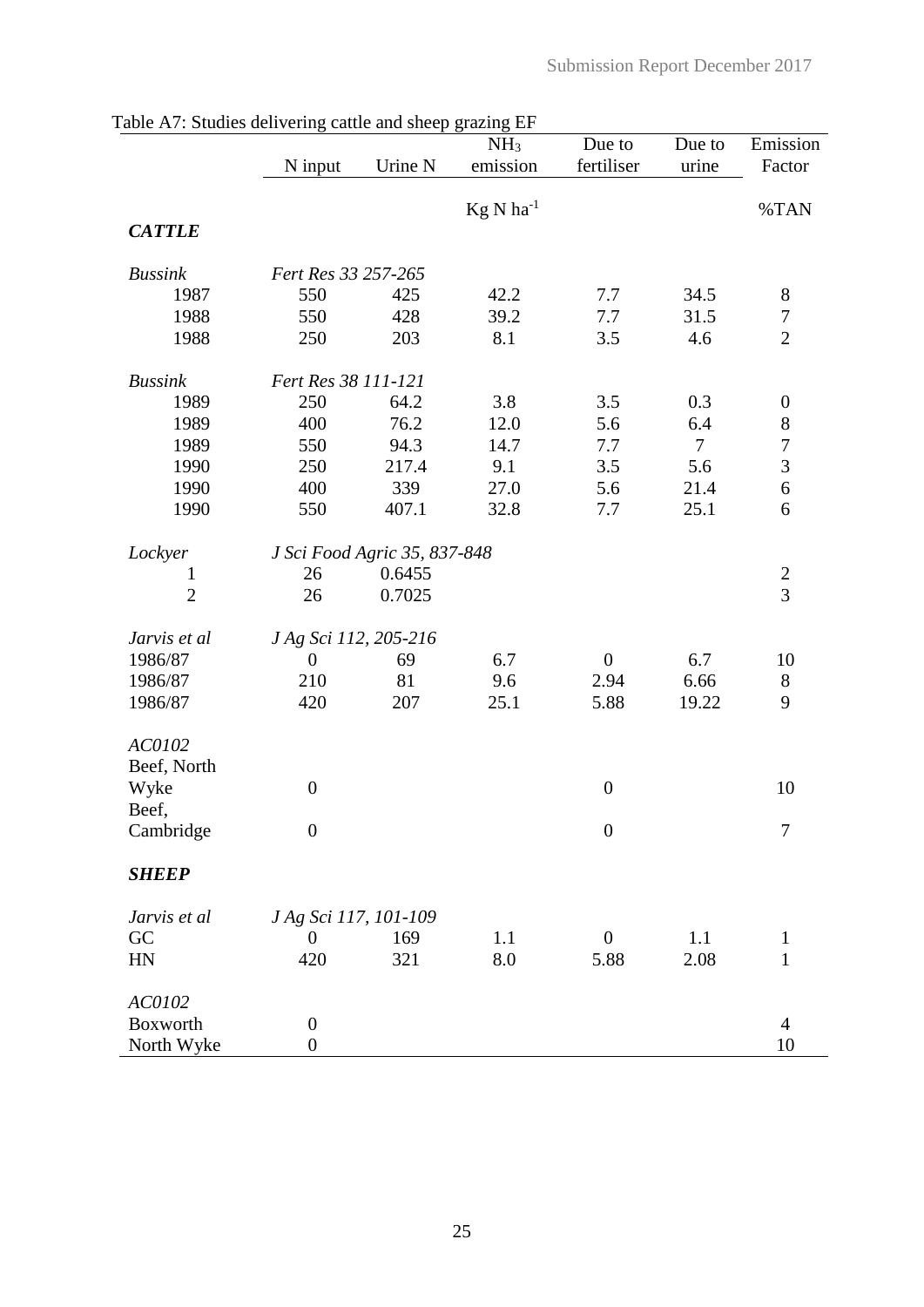Table A7: Studies delivering cattle and sheep grazing EF

| | N input | Urine N | $NH_3$ emission | Due to fertiliser | Due to urine | Emission Factor |
|---|---|---|---|---|---|---|
| | | | Kg N $ha^{-1}$ | | | %TAN |
| ***CATTLE*** | | | | | | |
| *Bussink* | *Fert Res 33 257-265* | | | | | |
| 1987 | 550 | 425 | 42.2 | 7.7 | 34.5 | 8 |
| 1988 | 550 | 428 | 39.2 | 7.7 | 31.5 | 7 |
| 1988 | 250 | 203 | 8.1 | 3.5 | 4.6 | 2 |
| *Bussink* | *Fert Res 38 111-121* | | | | | |
| 1989 | 250 | 64.2 | 3.8 | 3.5 | 0.3 | 0 |
| 1989 | 400 | 76.2 | 12.0 | 5.6 | 6.4 | 8 |
| 1989 | 550 | 94.3 | 14.7 | 7.7 | 7 | 7 |
| 1990 | 250 | 217.4 | 9.1 | 3.5 | 5.6 | 3 |
| 1990 | 400 | 339 | 27.0 | 5.6 | 21.4 | 6 |
| 1990 | 550 | 407.1 | 32.8 | 7.7 | 25.1 | 6 |
| *Lockyer* | *J Sci Food Agric 35, 837-848* | | | | | |
| 1 | 26 | 0.6455 | | | | 2 |
| 2 | 26 | 0.7025 | | | | 3 |
| *Jarvis et al* | *J Ag Sci 112, 205-216* | | | | | |
| 1986/87 | 0 | 69 | 6.7 | 0 | 6.7 | 10 |
| 1986/87 | 210 | 81 | 9.6 | 2.94 | 6.66 | 8 |
| 1986/87 | 420 | 207 | 25.1 | 5.88 | 19.22 | 9 |
| *AC0102* | | | | | | |
| Beef, North Wyke | 0 | | | 0 | | 10 |
| Beef, Cambridge | 0 | | | 0 | | 7 |
| ***SHEEP*** | | | | | | |
| *Jarvis et al* | *J Ag Sci 117, 101-109* | | | | | |
| GC | 0 | 169 | 1.1 | 0 | 1.1 | 1 |
| HN | 420 | 321 | 8.0 | 5.88 | 2.08 | 1 |
| *AC0102* | | | | | | |
| Boxworth | 0 | | | | | 4 |
| North Wyke | 0 | | | | | 10 |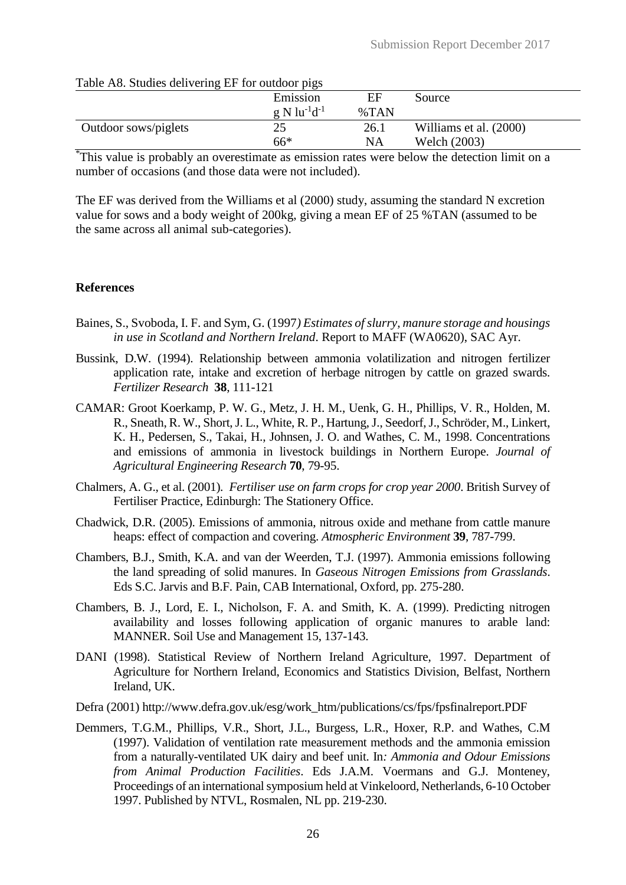Table A8. Studies delivering EF for outdoor pigs

| | Emission $g\ N\ lu^{-1}d^{-1}$ | EF %TAN | Source |
|---|---|---|---|
| Outdoor sows/piglets | 25 | 26.1 | Williams et al. (2000) |
| | 66* | NA | Welch (2003) |

*This value is probably an overestimate as emission rates were below the detection limit on a number of occasions (and those data were not included).

The EF was derived from the Williams et al (2000) study, assuming the standard N excretion value for sows and a body weight of 200kg, giving a mean EF of 25 %TAN (assumed to be the same across all animal sub-categories).

## References

Baines, S., Svoboda, I. F. and Sym, G. (1997*) Estimates of slurry, manure storage and housings in use in Scotland and Northern Ireland*. Report to MAFF (WA0620), SAC Ayr.

Bussink, D.W. (1994). Relationship between ammonia volatilization and nitrogen fertilizer application rate, intake and excretion of herbage nitrogen by cattle on grazed swards. *Fertilizer Research* **38**, 111-121

CAMAR: Groot Koerkamp, P. W. G., Metz, J. H. M., Uenk, G. H., Phillips, V. R., Holden, M. R., Sneath, R. W., Short, J. L., White, R. P., Hartung, J., Seedorf, J., Schröder, M., Linkert, K. H., Pedersen, S., Takai, H., Johnsen, J. O. and Wathes, C. M., 1998. Concentrations and emissions of ammonia in livestock buildings in Northern Europe. *Journal of Agricultural Engineering Research* **70**, 79-95.

Chalmers, A. G., et al. (2001). *Fertiliser use on farm crops for crop year 2000*. British Survey of Fertiliser Practice, Edinburgh: The Stationery Office.

Chadwick, D.R. (2005). Emissions of ammonia, nitrous oxide and methane from cattle manure heaps: effect of compaction and covering. *Atmospheric Environment* **39**, 787-799.

Chambers, B.J., Smith, K.A. and van der Weerden, T.J. (1997). Ammonia emissions following the land spreading of solid manures. In *Gaseous Nitrogen Emissions from Grasslands*. Eds S.C. Jarvis and B.F. Pain, CAB International, Oxford, pp. 275-280.

Chambers, B. J., Lord, E. I., Nicholson, F. A. and Smith, K. A. (1999). Predicting nitrogen availability and losses following application of organic manures to arable land: MANNER. Soil Use and Management 15, 137-143.

DANI (1998). Statistical Review of Northern Ireland Agriculture, 1997. Department of Agriculture for Northern Ireland, Economics and Statistics Division, Belfast, Northern Ireland, UK.

Defra (2001) http://www.defra.gov.uk/esg/work_htm/publications/cs/fps/fpsfinalreport.PDF

Demmers, T.G.M., Phillips, V.R., Short, J.L., Burgess, L.R., Hoxer, R.P. and Wathes, C.M (1997). Validation of ventilation rate measurement methods and the ammonia emission from a naturally-ventilated UK dairy and beef unit. In*: Ammonia and Odour Emissions from Animal Production Facilities*. Eds J.A.M. Voermans and G.J. Monteney, Proceedings of an international symposium held at Vinkeloord, Netherlands, 6-10 October 1997. Published by NTVL, Rosmalen, NL pp. 219-230.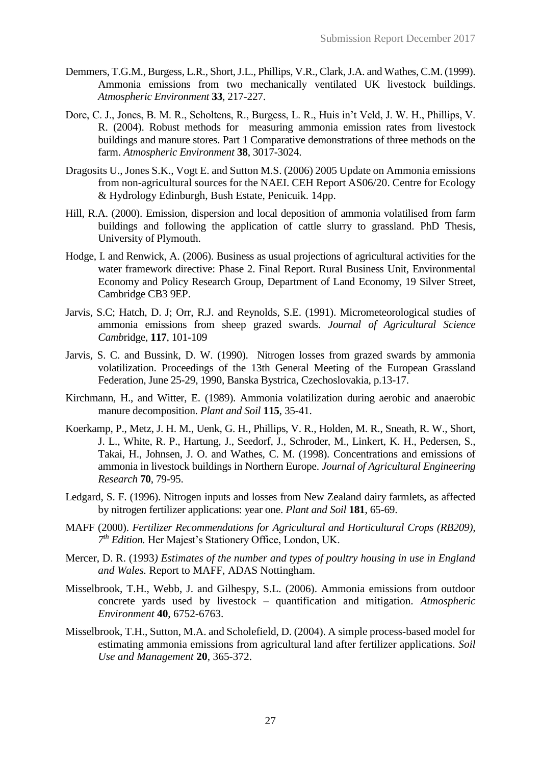Demmers, T.G.M., Burgess, L.R., Short, J.L., Phillips, V.R., Clark, J.A. and Wathes, C.M. (1999). Ammonia emissions from two mechanically ventilated UK livestock buildings. *Atmospheric Environment* **33**, 217-227.

Dore, C. J., Jones, B. M. R., Scholtens, R., Burgess, L. R., Huis in't Veld, J. W. H., Phillips, V. R. (2004). Robust methods for measuring ammonia emission rates from livestock buildings and manure stores. Part 1 Comparative demonstrations of three methods on the farm. *Atmospheric Environment* **38**, 3017-3024.

Dragosits U., Jones S.K., Vogt E. and Sutton M.S. (2006) 2005 Update on Ammonia emissions from non-agricultural sources for the NAEI. CEH Report AS06/20. Centre for Ecology & Hydrology Edinburgh, Bush Estate, Penicuik. 14pp.

Hill, R.A. (2000). Emission, dispersion and local deposition of ammonia volatilised from farm buildings and following the application of cattle slurry to grassland. PhD Thesis, University of Plymouth.

Hodge, I. and Renwick, A. (2006). Business as usual projections of agricultural activities for the water framework directive: Phase 2. Final Report. Rural Business Unit, Environmental Economy and Policy Research Group, Department of Land Economy, 19 Silver Street, Cambridge CB3 9EP.

Jarvis, S.C; Hatch, D. J; Orr, R.J. and Reynolds, S.E. (1991). Micrometeorological studies of ammonia emissions from sheep grazed swards. *Journal of Agricultural Science Camb*ridge, **117**, 101-109

Jarvis, S. C. and Bussink, D. W. (1990). Nitrogen losses from grazed swards by ammonia volatilization. Proceedings of the 13th General Meeting of the European Grassland Federation, June 25-29, 1990, Banska Bystrica, Czechoslovakia, p.13-17.

Kirchmann, H., and Witter, E. (1989). Ammonia volatilization during aerobic and anaerobic manure decomposition. *Plant and Soil* **115**, 35-41.

Koerkamp, P., Metz, J. H. M., Uenk, G. H., Phillips, V. R., Holden, M. R., Sneath, R. W., Short, J. L., White, R. P., Hartung, J., Seedorf, J., Schroder, M., Linkert, K. H., Pedersen, S., Takai, H., Johnsen, J. O. and Wathes, C. M. (1998). Concentrations and emissions of ammonia in livestock buildings in Northern Europe. *Journal of Agricultural Engineering Research* **70**, 79-95.

Ledgard, S. F. (1996). Nitrogen inputs and losses from New Zealand dairy farmlets, as affected by nitrogen fertilizer applications: year one. *Plant and Soil* **181**, 65-69.

MAFF (2000). *Fertilizer Recommendations for Agricultural and Horticultural Crops (RB209), 7th Edition.* Her Majest's Stationery Office, London, UK.

Mercer, D. R. (1993*) Estimates of the number and types of poultry housing in use in England and Wales.* Report to MAFF, ADAS Nottingham.

Misselbrook, T.H., Webb, J. and Gilhespy, S.L. (2006). Ammonia emissions from outdoor concrete yards used by livestock – quantification and mitigation. *Atmospheric Environment* **40**, 6752-6763.

Misselbrook, T.H., Sutton, M.A. and Scholefield, D. (2004). A simple process-based model for estimating ammonia emissions from agricultural land after fertilizer applications. *Soil Use and Management* **20**, 365-372.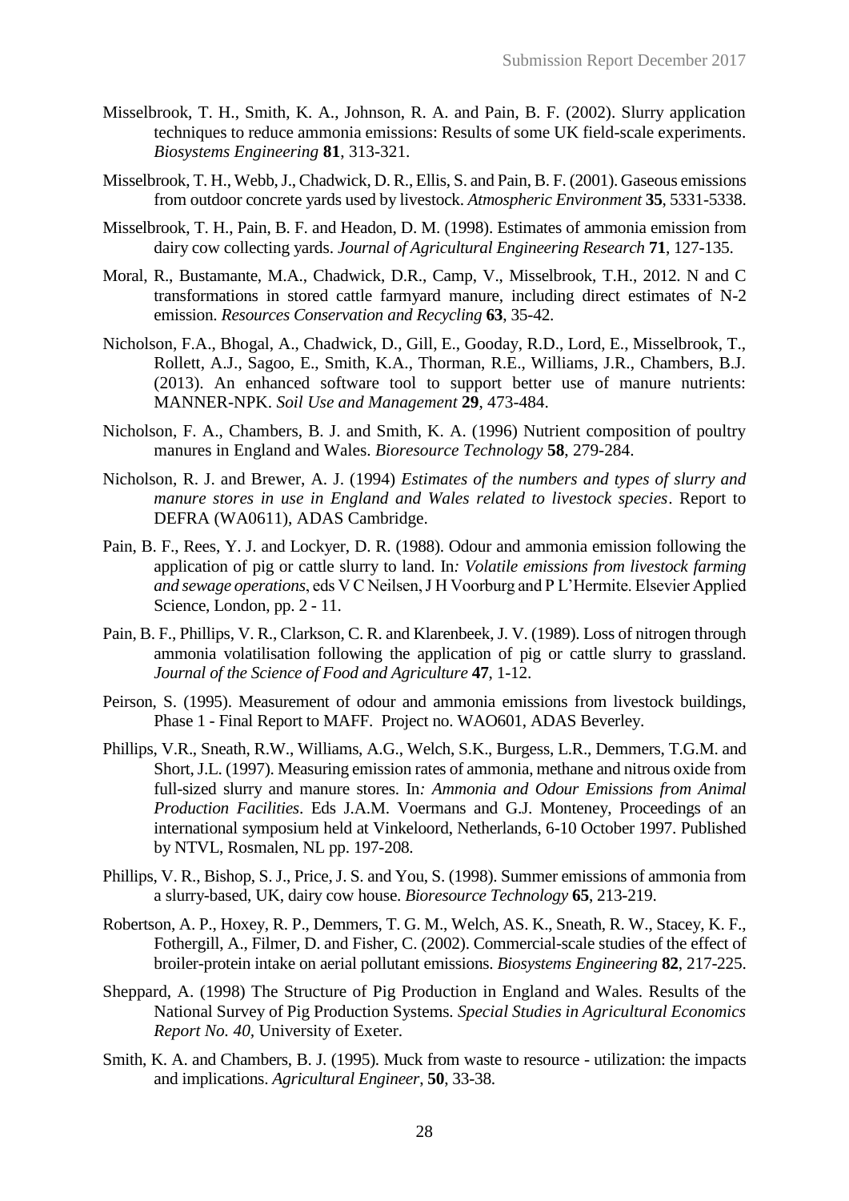Misselbrook, T. H., Smith, K. A., Johnson, R. A. and Pain, B. F. (2002). Slurry application techniques to reduce ammonia emissions: Results of some UK field-scale experiments. *Biosystems Engineering* **81**, 313-321.

Misselbrook, T. H., Webb, J., Chadwick, D. R., Ellis, S. and Pain, B. F. (2001). Gaseous emissions from outdoor concrete yards used by livestock. *Atmospheric Environment* **35**, 5331-5338.

Misselbrook, T. H., Pain, B. F. and Headon, D. M. (1998). Estimates of ammonia emission from dairy cow collecting yards. *Journal of Agricultural Engineering Research* **71**, 127-135.

Moral, R., Bustamante, M.A., Chadwick, D.R., Camp, V., Misselbrook, T.H., 2012. N and C transformations in stored cattle farmyard manure, including direct estimates of N-2 emission. *Resources Conservation and Recycling* **63**, 35-42.

Nicholson, F.A., Bhogal, A., Chadwick, D., Gill, E., Gooday, R.D., Lord, E., Misselbrook, T., Rollett, A.J., Sagoo, E., Smith, K.A., Thorman, R.E., Williams, J.R., Chambers, B.J. (2013). An enhanced software tool to support better use of manure nutrients: MANNER-NPK. *Soil Use and Management* **29**, 473-484.

Nicholson, F. A., Chambers, B. J. and Smith, K. A. (1996) Nutrient composition of poultry manures in England and Wales. *Bioresource Technology* **58**, 279-284.

Nicholson, R. J. and Brewer, A. J. (1994) *Estimates of the numbers and types of slurry and manure stores in use in England and Wales related to livestock species*. Report to DEFRA (WA0611), ADAS Cambridge.

Pain, B. F., Rees, Y. J. and Lockyer, D. R. (1988). Odour and ammonia emission following the application of pig or cattle slurry to land. In*: Volatile emissions from livestock farming and sewage operations*, eds V C Neilsen, J H Voorburg and P L'Hermite. Elsevier Applied Science, London, pp. 2 - 11.

Pain, B. F., Phillips, V. R., Clarkson, C. R. and Klarenbeek, J. V. (1989). Loss of nitrogen through ammonia volatilisation following the application of pig or cattle slurry to grassland. *Journal of the Science of Food and Agriculture* **47**, 1-12.

Peirson, S. (1995). Measurement of odour and ammonia emissions from livestock buildings, Phase 1 - Final Report to MAFF. Project no. WAO601, ADAS Beverley.

Phillips, V.R., Sneath, R.W., Williams, A.G., Welch, S.K., Burgess, L.R., Demmers, T.G.M. and Short, J.L. (1997). Measuring emission rates of ammonia, methane and nitrous oxide from full-sized slurry and manure stores. In*: Ammonia and Odour Emissions from Animal Production Facilities*. Eds J.A.M. Voermans and G.J. Monteney, Proceedings of an international symposium held at Vinkeloord, Netherlands, 6-10 October 1997. Published by NTVL, Rosmalen, NL pp. 197-208.

Phillips, V. R., Bishop, S. J., Price, J. S. and You, S. (1998). Summer emissions of ammonia from a slurry-based, UK, dairy cow house. *Bioresource Technology* **65**, 213-219.

Robertson, A. P., Hoxey, R. P., Demmers, T. G. M., Welch, AS. K., Sneath, R. W., Stacey, K. F., Fothergill, A., Filmer, D. and Fisher, C. (2002). Commercial-scale studies of the effect of broiler-protein intake on aerial pollutant emissions. *Biosystems Engineering* **82**, 217-225.

Sheppard, A. (1998) The Structure of Pig Production in England and Wales. Results of the National Survey of Pig Production Systems. *Special Studies in Agricultural Economics Report No. 40*, University of Exeter.

Smith, K. A. and Chambers, B. J. (1995). Muck from waste to resource - utilization: the impacts and implications. *Agricultural Engineer*, **50**, 33-38.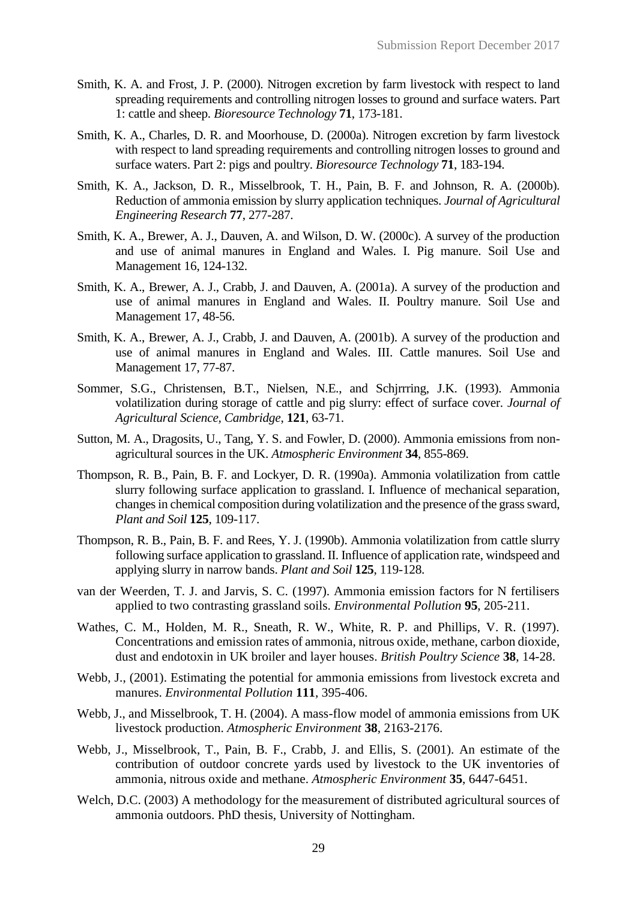Smith, K. A. and Frost, J. P. (2000). Nitrogen excretion by farm livestock with respect to land spreading requirements and controlling nitrogen losses to ground and surface waters. Part 1: cattle and sheep. *Bioresource Technology* **71**, 173-181.

Smith, K. A., Charles, D. R. and Moorhouse, D. (2000a). Nitrogen excretion by farm livestock with respect to land spreading requirements and controlling nitrogen losses to ground and surface waters. Part 2: pigs and poultry. *Bioresource Technology* **71**, 183-194.

Smith, K. A., Jackson, D. R., Misselbrook, T. H., Pain, B. F. and Johnson, R. A. (2000b). Reduction of ammonia emission by slurry application techniques. *Journal of Agricultural Engineering Research* **77**, 277-287.

Smith, K. A., Brewer, A. J., Dauven, A. and Wilson, D. W. (2000c). A survey of the production and use of animal manures in England and Wales. I. Pig manure. Soil Use and Management 16, 124-132.

Smith, K. A., Brewer, A. J., Crabb, J. and Dauven, A. (2001a). A survey of the production and use of animal manures in England and Wales. II. Poultry manure. Soil Use and Management 17, 48-56.

Smith, K. A., Brewer, A. J., Crabb, J. and Dauven, A. (2001b). A survey of the production and use of animal manures in England and Wales. III. Cattle manures. Soil Use and Management 17, 77-87.

Sommer, S.G., Christensen, B.T., Nielsen, N.E., and Schjrrring, J.K. (1993). Ammonia volatilization during storage of cattle and pig slurry: effect of surface cover. *Journal of Agricultural Science, Cambridge*, **121**, 63-71.

Sutton, M. A., Dragosits, U., Tang, Y. S. and Fowler, D. (2000). Ammonia emissions from non-agricultural sources in the UK. *Atmospheric Environment* **34**, 855-869.

Thompson, R. B., Pain, B. F. and Lockyer, D. R. (1990a). Ammonia volatilization from cattle slurry following surface application to grassland. I. Influence of mechanical separation, changes in chemical composition during volatilization and the presence of the grass sward, *Plant and Soil* **125**, 109-117.

Thompson, R. B., Pain, B. F. and Rees, Y. J. (1990b). Ammonia volatilization from cattle slurry following surface application to grassland. II. Influence of application rate, windspeed and applying slurry in narrow bands. *Plant and Soil* **125**, 119-128.

van der Weerden, T. J. and Jarvis, S. C. (1997). Ammonia emission factors for N fertilisers applied to two contrasting grassland soils. *Environmental Pollution* **95**, 205-211.

Wathes, C. M., Holden, M. R., Sneath, R. W., White, R. P. and Phillips, V. R. (1997). Concentrations and emission rates of ammonia, nitrous oxide, methane, carbon dioxide, dust and endotoxin in UK broiler and layer houses. *British Poultry Science* **38**, 14-28.

Webb, J., (2001). Estimating the potential for ammonia emissions from livestock excreta and manures. *Environmental Pollution* **111**, 395-406.

Webb, J., and Misselbrook, T. H. (2004). A mass-flow model of ammonia emissions from UK livestock production. *Atmospheric Environment* **38**, 2163-2176.

Webb, J., Misselbrook, T., Pain, B. F., Crabb, J. and Ellis, S. (2001). An estimate of the contribution of outdoor concrete yards used by livestock to the UK inventories of ammonia, nitrous oxide and methane. *Atmospheric Environment* **35**, 6447-6451.

Welch, D.C. (2003) A methodology for the measurement of distributed agricultural sources of ammonia outdoors. PhD thesis, University of Nottingham.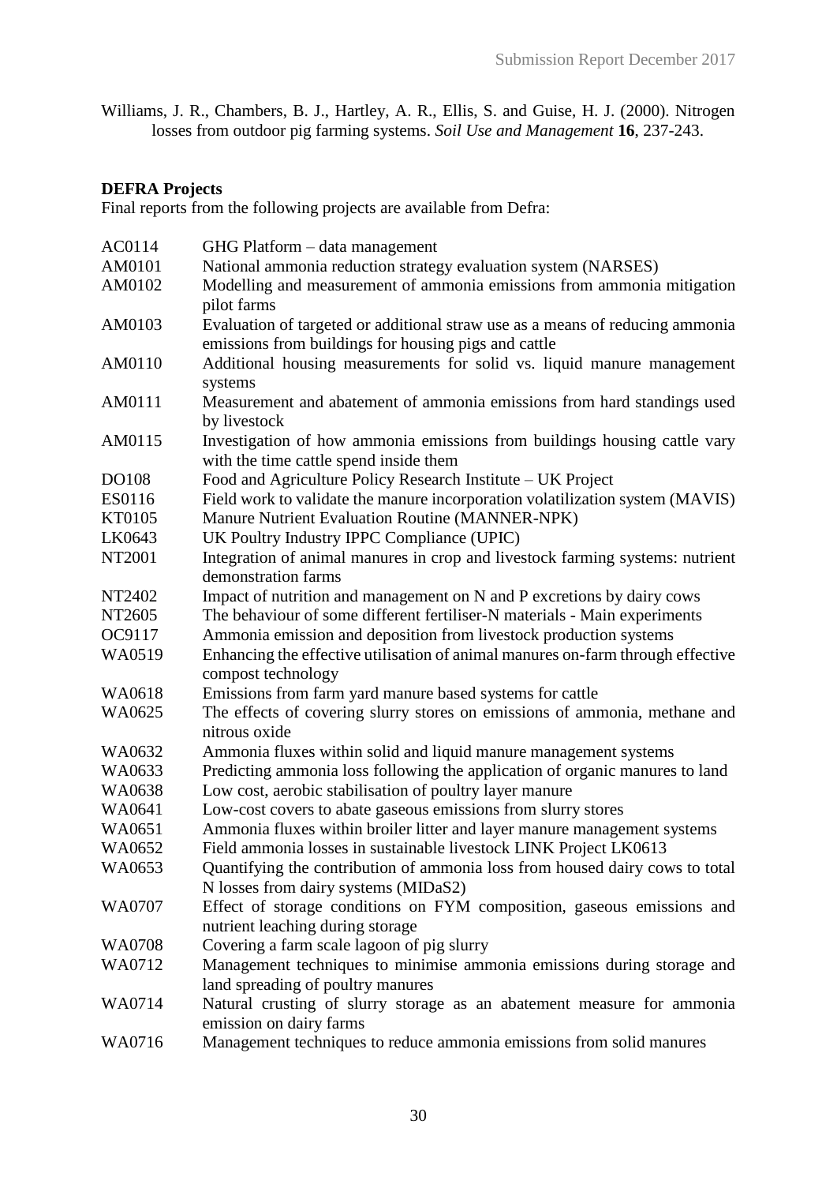Williams, J. R., Chambers, B. J., Hartley, A. R., Ellis, S. and Guise, H. J. (2000). Nitrogen losses from outdoor pig farming systems. *Soil Use and Management* **16**, 237-243.

**DEFRA Projects**

Final reports from the following projects are available from Defra:

| | |
|---|---|
| AC0114 | GHG Platform – data management |
| AM0101 | National ammonia reduction strategy evaluation system (NARSES) |
| AM0102 | Modelling and measurement of ammonia emissions from ammonia mitigation pilot farms |
| AM0103 | Evaluation of targeted or additional straw use as a means of reducing ammonia emissions from buildings for housing pigs and cattle |
| AM0110 | Additional housing measurements for solid vs. liquid manure management systems |
| AM0111 | Measurement and abatement of ammonia emissions from hard standings used by livestock |
| AM0115 | Investigation of how ammonia emissions from buildings housing cattle vary with the time cattle spend inside them |
| DO108 | Food and Agriculture Policy Research Institute – UK Project |
| ES0116 | Field work to validate the manure incorporation volatilization system (MAVIS) |
| KT0105 | Manure Nutrient Evaluation Routine (MANNER-NPK) |
| LK0643 | UK Poultry Industry IPPC Compliance (UPIC) |
| NT2001 | Integration of animal manures in crop and livestock farming systems: nutrient demonstration farms |
| NT2402 | Impact of nutrition and management on N and P excretions by dairy cows |
| NT2605 | The behaviour of some different fertiliser-N materials - Main experiments |
| OC9117 | Ammonia emission and deposition from livestock production systems |
| WA0519 | Enhancing the effective utilisation of animal manures on-farm through effective compost technology |
| WA0618 | Emissions from farm yard manure based systems for cattle |
| WA0625 | The effects of covering slurry stores on emissions of ammonia, methane and nitrous oxide |
| WA0632 | Ammonia fluxes within solid and liquid manure management systems |
| WA0633 | Predicting ammonia loss following the application of organic manures to land |
| WA0638 | Low cost, aerobic stabilisation of poultry layer manure |
| WA0641 | Low-cost covers to abate gaseous emissions from slurry stores |
| WA0651 | Ammonia fluxes within broiler litter and layer manure management systems |
| WA0652 | Field ammonia losses in sustainable livestock LINK Project LK0613 |
| WA0653 | Quantifying the contribution of ammonia loss from housed dairy cows to total N losses from dairy systems (MIDaS2) |
| WA0707 | Effect of storage conditions on FYM composition, gaseous emissions and nutrient leaching during storage |
| WA0708 | Covering a farm scale lagoon of pig slurry |
| WA0712 | Management techniques to minimise ammonia emissions during storage and land spreading of poultry manures |
| WA0714 | Natural crusting of slurry storage as an abatement measure for ammonia emission on dairy farms |
| WA0716 | Management techniques to reduce ammonia emissions from solid manures |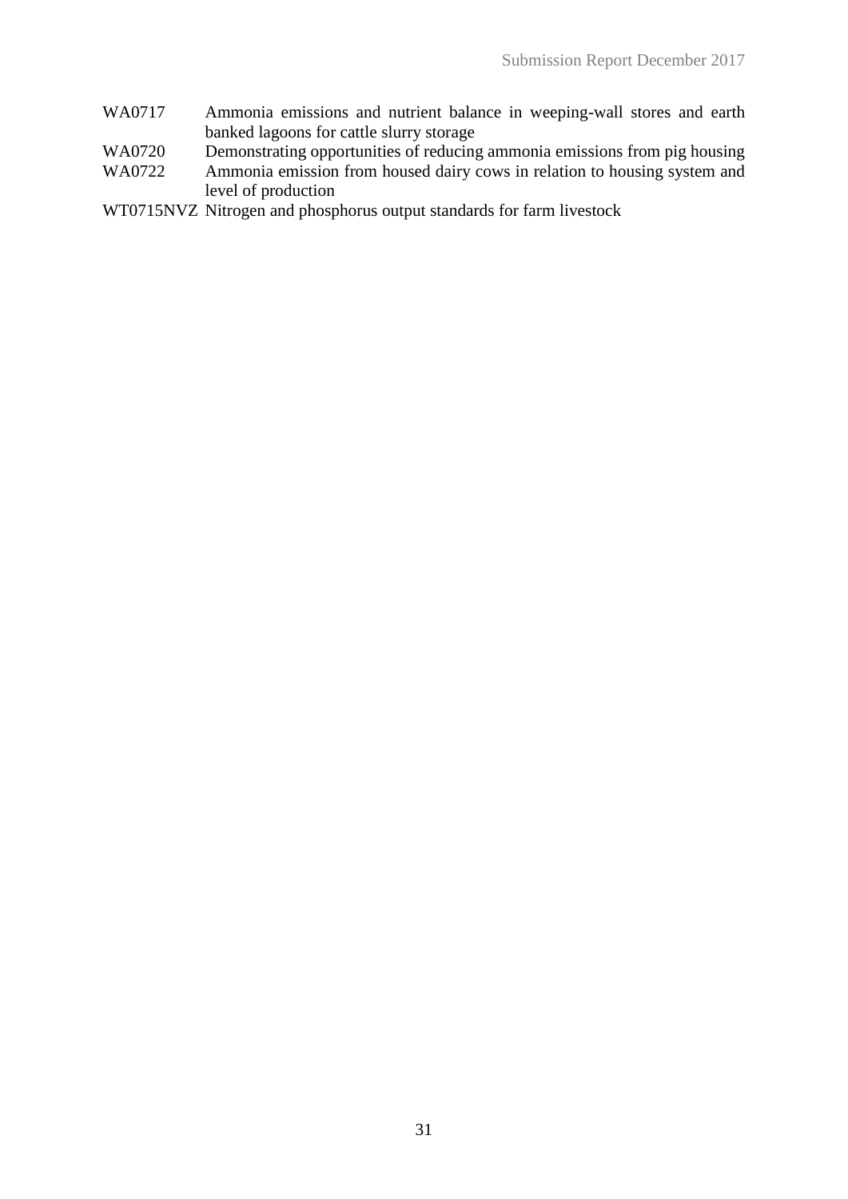| | |
|---|---|
| WA0717 | Ammonia emissions and nutrient balance in weeping-wall stores and earth banked lagoons for cattle slurry storage |
| WA0720 | Demonstrating opportunities of reducing ammonia emissions from pig housing |
| WA0722 | Ammonia emission from housed dairy cows in relation to housing system and level of production |
| WT0715NVZ | Nitrogen and phosphorus output standards for farm livestock |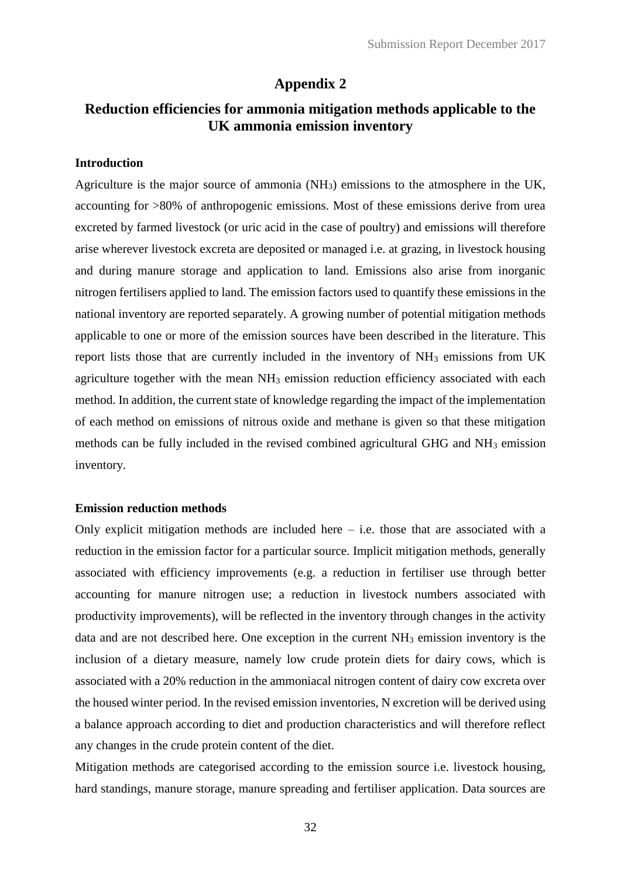# Appendix 2

## Reduction efficiencies for ammonia mitigation methods applicable to the UK ammonia emission inventory

### Introduction

Agriculture is the major source of ammonia ($NH_3$) emissions to the atmosphere in the UK, accounting for >80% of anthropogenic emissions. Most of these emissions derive from urea excreted by farmed livestock (or uric acid in the case of poultry) and emissions will therefore arise wherever livestock excreta are deposited or managed i.e. at grazing, in livestock housing and during manure storage and application to land. Emissions also arise from inorganic nitrogen fertilisers applied to land. The emission factors used to quantify these emissions in the national inventory are reported separately. A growing number of potential mitigation methods applicable to one or more of the emission sources have been described in the literature. This report lists those that are currently included in the inventory of $NH_3$ emissions from UK agriculture together with the mean $NH_3$ emission reduction efficiency associated with each method. In addition, the current state of knowledge regarding the impact of the implementation of each method on emissions of nitrous oxide and methane is given so that these mitigation methods can be fully included in the revised combined agricultural GHG and $NH_3$ emission inventory.

### Emission reduction methods

Only explicit mitigation methods are included here – i.e. those that are associated with a reduction in the emission factor for a particular source. Implicit mitigation methods, generally associated with efficiency improvements (e.g. a reduction in fertiliser use through better accounting for manure nitrogen use; a reduction in livestock numbers associated with productivity improvements), will be reflected in the inventory through changes in the activity data and are not described here. One exception in the current $NH_3$ emission inventory is the inclusion of a dietary measure, namely low crude protein diets for dairy cows, which is associated with a 20% reduction in the ammoniacal nitrogen content of dairy cow excreta over the housed winter period. In the revised emission inventories, N excretion will be derived using a balance approach according to diet and production characteristics and will therefore reflect any changes in the crude protein content of the diet.

Mitigation methods are categorised according to the emission source i.e. livestock housing, hard standings, manure storage, manure spreading and fertiliser application. Data sources are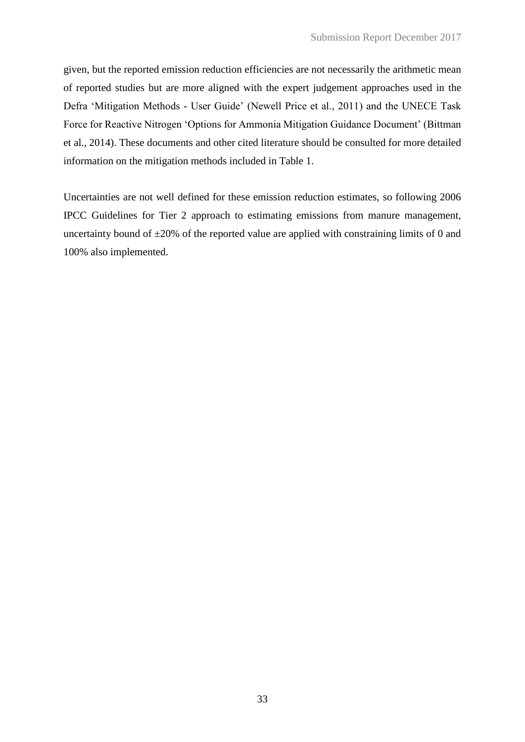given, but the reported emission reduction efficiencies are not necessarily the arithmetic mean of reported studies but are more aligned with the expert judgement approaches used in the Defra 'Mitigation Methods - User Guide' (Newell Price et al., 2011) and the UNECE Task Force for Reactive Nitrogen 'Options for Ammonia Mitigation Guidance Document' (Bittman et al., 2014). These documents and other cited literature should be consulted for more detailed information on the mitigation methods included in Table 1.

Uncertainties are not well defined for these emission reduction estimates, so following 2006 IPCC Guidelines for Tier 2 approach to estimating emissions from manure management, uncertainty bound of ±20% of the reported value are applied with constraining limits of 0 and 100% also implemented.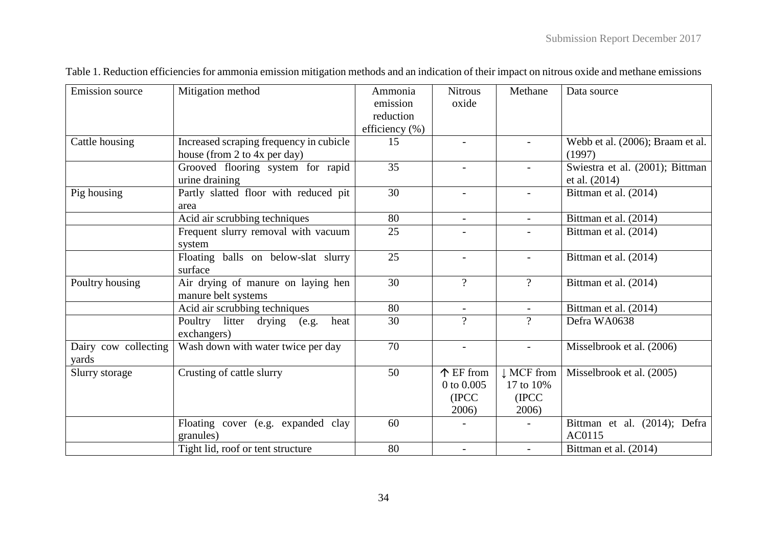Table 1. Reduction efficiencies for ammonia emission mitigation methods and an indication of their impact on nitrous oxide and methane emissions

| Emission source | Mitigation method | Ammonia emission reduction efficiency (%) | Nitrous oxide | Methane | Data source |
|---|---|---|---|---|---|
| Cattle housing | Increased scraping frequency in cubicle house (from 2 to 4x per day) | 15 | - | - | Webb et al. (2006); Braam et al. (1997) |
| | Grooved flooring system for rapid urine draining | 35 | - | - | Swiestra et al. (2001); Bittman et al. (2014) |
| Pig housing | Partly slatted floor with reduced pit area | 30 | - | - | Bittman et al. (2014) |
| | Acid air scrubbing techniques | 80 | - | - | Bittman et al. (2014) |
| | Frequent slurry removal with vacuum system | 25 | - | - | Bittman et al. (2014) |
| | Floating balls on below-slat slurry surface | 25 | - | - | Bittman et al. (2014) |
| Poultry housing | Air drying of manure on laying hen manure belt systems | 30 | ? | ? | Bittman et al. (2014) |
| | Acid air scrubbing techniques | 80 | - | - | Bittman et al. (2014) |
| | Poultry litter drying (e.g. heat exchangers) | 30 | ? | ? | Defra WA0638 |
| Dairy cow collecting yards | Wash down with water twice per day | 70 | - | - | Misselbrook et al. (2006) |
| Slurry storage | Crusting of cattle slurry | 50 | ↑ EF from 0 to 0.005 (IPCC 2006) | ↓ MCF from 17 to 10% (IPCC 2006) | Misselbrook et al. (2005) |
| | Floating cover (e.g. expanded clay granules) | 60 | - | - | Bittman et al. (2014); Defra AC0115 |
| | Tight lid, roof or tent structure | 80 | - | - | Bittman et al. (2014) |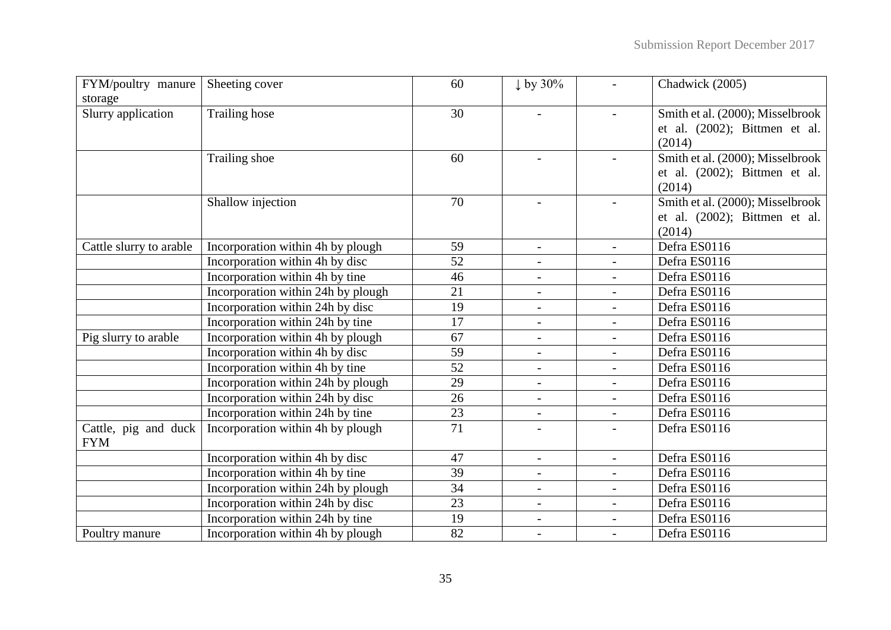| | | | | | |
|---|---|---|---|---|---|
| FYM/poultry manure storage | Sheeting cover | 60 | ↓ by 30% | - | Chadwick (2005) |
| Slurry application | Trailing hose | 30 | - | - | Smith et al. (2000); Misselbrook et al. (2002); Bittmen et al. (2014) |
| | Trailing shoe | 60 | - | - | Smith et al. (2000); Misselbrook et al. (2002); Bittmen et al. (2014) |
| | Shallow injection | 70 | - | - | Smith et al. (2000); Misselbrook et al. (2002); Bittmen et al. (2014) |
| Cattle slurry to arable | Incorporation within 4h by plough | 59 | - | - | Defra ES0116 |
| | Incorporation within 4h by disc | 52 | - | - | Defra ES0116 |
| | Incorporation within 4h by tine | 46 | - | - | Defra ES0116 |
| | Incorporation within 24h by plough | 21 | - | - | Defra ES0116 |
| | Incorporation within 24h by disc | 19 | - | - | Defra ES0116 |
| | Incorporation within 24h by tine | 17 | - | - | Defra ES0116 |
| Pig slurry to arable | Incorporation within 4h by plough | 67 | - | - | Defra ES0116 |
| | Incorporation within 4h by disc | 59 | - | - | Defra ES0116 |
| | Incorporation within 4h by tine | 52 | - | - | Defra ES0116 |
| | Incorporation within 24h by plough | 29 | - | - | Defra ES0116 |
| | Incorporation within 24h by disc | 26 | - | - | Defra ES0116 |
| | Incorporation within 24h by tine | 23 | - | - | Defra ES0116 |
| Cattle, pig and duck FYM | Incorporation within 4h by plough | 71 | - | - | Defra ES0116 |
| | Incorporation within 4h by disc | 47 | - | - | Defra ES0116 |
| | Incorporation within 4h by tine | 39 | - | - | Defra ES0116 |
| | Incorporation within 24h by plough | 34 | - | - | Defra ES0116 |
| | Incorporation within 24h by disc | 23 | - | - | Defra ES0116 |
| | Incorporation within 24h by tine | 19 | - | - | Defra ES0116 |
| Poultry manure | Incorporation within 4h by plough | 82 | - | - | Defra ES0116 |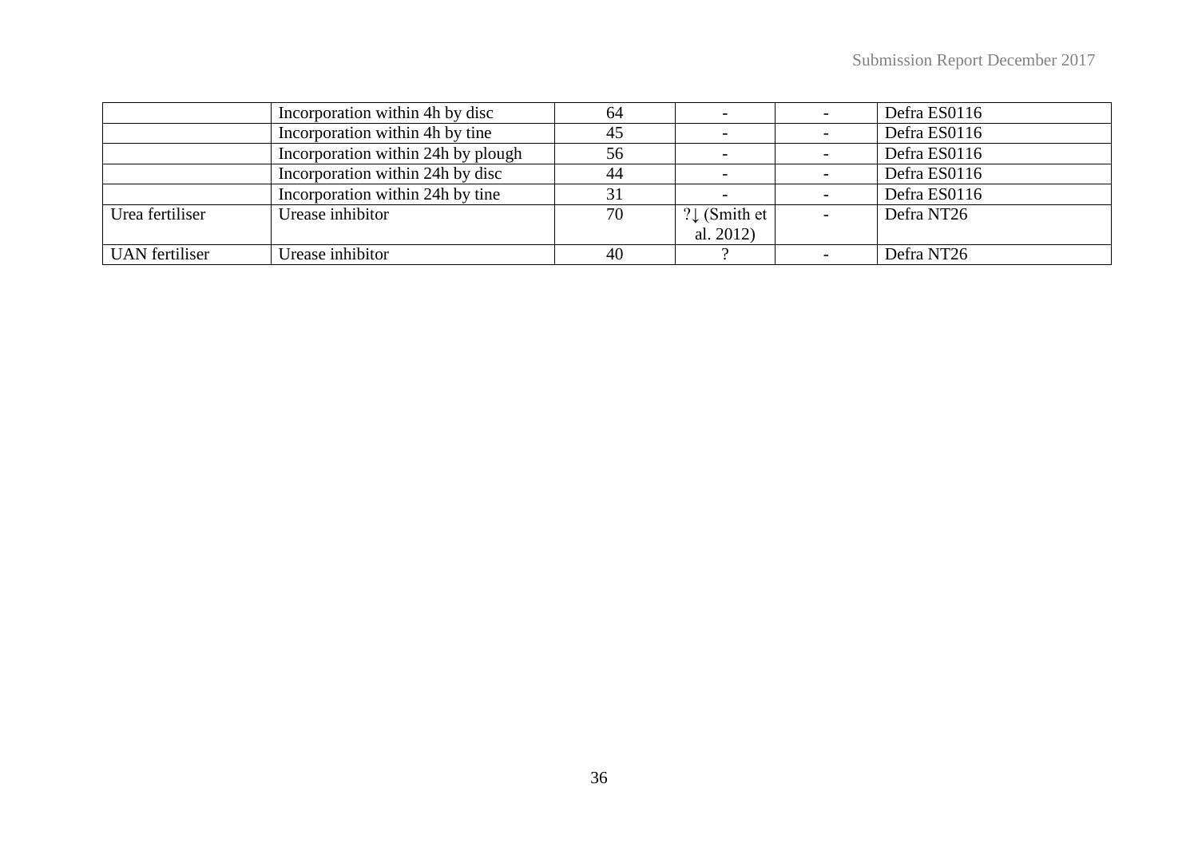| | | | | | |
|---|---|---|---|---|---|
| | Incorporation within 4h by disc | 64 | - | - | Defra ES0116 |
| | Incorporation within 4h by tine | 45 | - | - | Defra ES0116 |
| | Incorporation within 24h by plough | 56 | - | - | Defra ES0116 |
| | Incorporation within 24h by disc | 44 | - | - | Defra ES0116 |
| | Incorporation within 24h by tine | 31 | - | - | Defra ES0116 |
| Urea fertiliser | Urease inhibitor | 70 | ?↓ (Smith et al. 2012) | - | Defra NT26 |
| UAN fertiliser | Urease inhibitor | 40 | ? | - | Defra NT26 |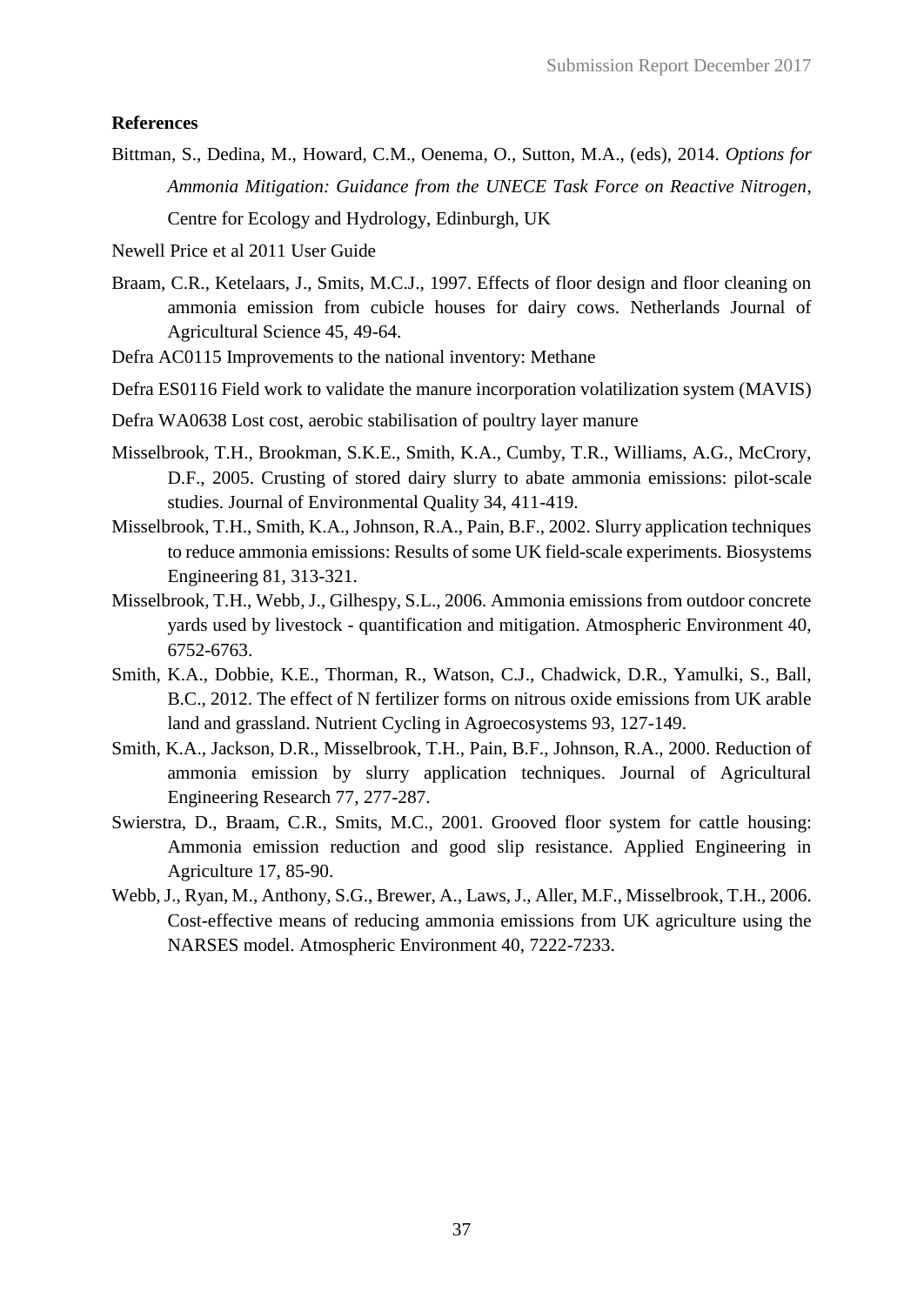**References**

Bittman, S., Dedina, M., Howard, C.M., Oenema, O., Sutton, M.A., (eds), 2014. *Options for Ammonia Mitigation: Guidance from the UNECE Task Force on Reactive Nitrogen*, Centre for Ecology and Hydrology, Edinburgh, UK

Newell Price et al 2011 User Guide

Braam, C.R., Ketelaars, J., Smits, M.C.J., 1997. Effects of floor design and floor cleaning on ammonia emission from cubicle houses for dairy cows. Netherlands Journal of Agricultural Science 45, 49-64.

Defra AC0115 Improvements to the national inventory: Methane

Defra ES0116 Field work to validate the manure incorporation volatilization system (MAVIS)

Defra WA0638 Lost cost, aerobic stabilisation of poultry layer manure

Misselbrook, T.H., Brookman, S.K.E., Smith, K.A., Cumby, T.R., Williams, A.G., McCrory, D.F., 2005. Crusting of stored dairy slurry to abate ammonia emissions: pilot-scale studies. Journal of Environmental Quality 34, 411-419.

Misselbrook, T.H., Smith, K.A., Johnson, R.A., Pain, B.F., 2002. Slurry application techniques to reduce ammonia emissions: Results of some UK field-scale experiments. Biosystems Engineering 81, 313-321.

Misselbrook, T.H., Webb, J., Gilhespy, S.L., 2006. Ammonia emissions from outdoor concrete yards used by livestock - quantification and mitigation. Atmospheric Environment 40, 6752-6763.

Smith, K.A., Dobbie, K.E., Thorman, R., Watson, C.J., Chadwick, D.R., Yamulki, S., Ball, B.C., 2012. The effect of N fertilizer forms on nitrous oxide emissions from UK arable land and grassland. Nutrient Cycling in Agroecosystems 93, 127-149.

Smith, K.A., Jackson, D.R., Misselbrook, T.H., Pain, B.F., Johnson, R.A., 2000. Reduction of ammonia emission by slurry application techniques. Journal of Agricultural Engineering Research 77, 277-287.

Swierstra, D., Braam, C.R., Smits, M.C., 2001. Grooved floor system for cattle housing: Ammonia emission reduction and good slip resistance. Applied Engineering in Agriculture 17, 85-90.

Webb, J., Ryan, M., Anthony, S.G., Brewer, A., Laws, J., Aller, M.F., Misselbrook, T.H., 2006. Cost-effective means of reducing ammonia emissions from UK agriculture using the NARSES model. Atmospheric Environment 40, 7222-7233.